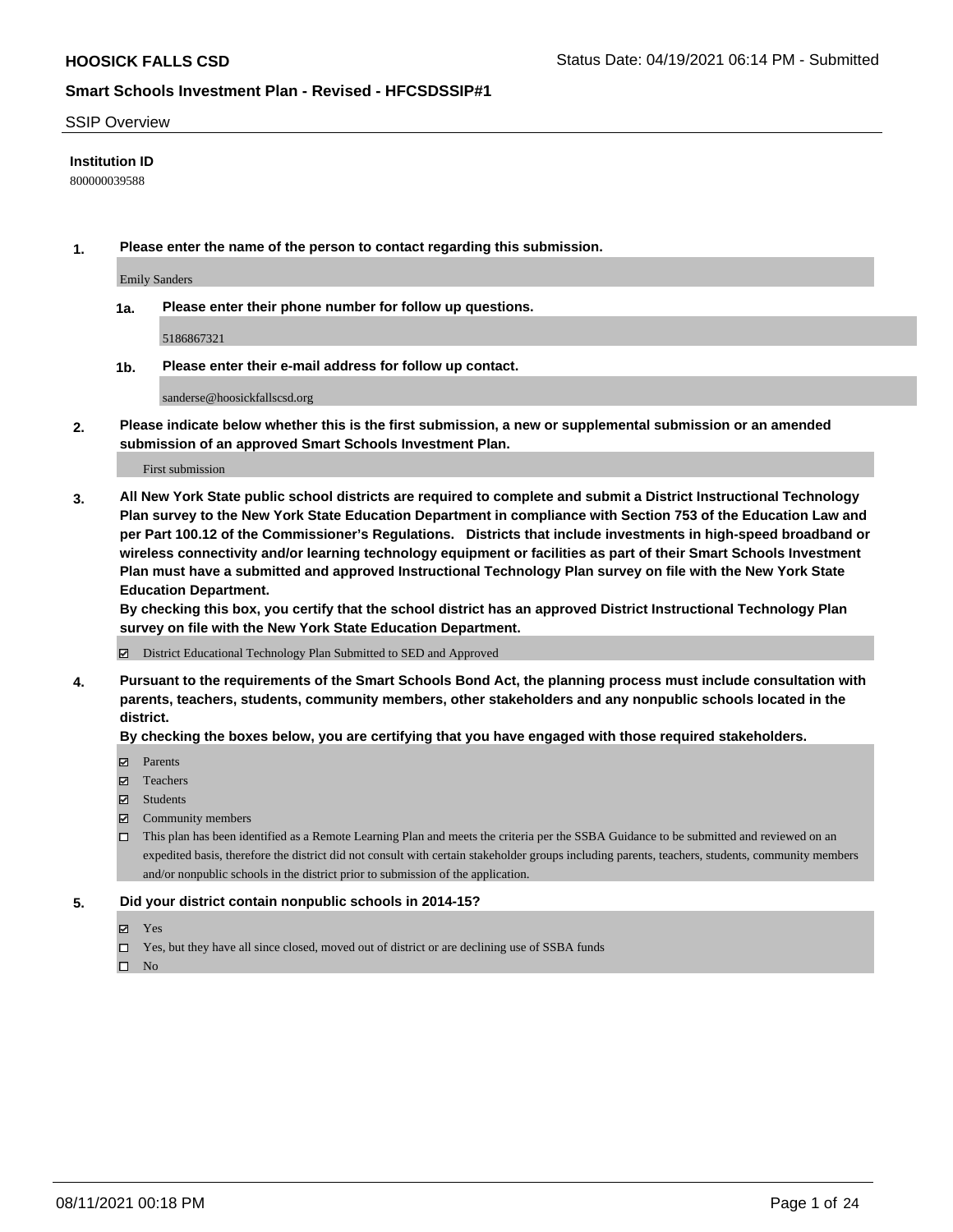**HOOSICK FALLS CSD** Status Date: 04/19/2021 06:14 PM - Submitted

**Smart Schools Investment Plan - Revised - HFCSDSSIP#1**

SSIP Overview

**Institution ID**

800000039588

**1. Please enter the name of the person to contact regarding this submission.**

Emily Sanders

**1a. Please enter their phone number for follow up questions.**

5186867321

**1b. Please enter their e-mail address for follow up contact.**

sanderse@hoosickfallscsd.org

**2. Please indicate below whether this is the first submission, a new or supplemental submission or an amended submission of an approved Smart Schools Investment Plan.**

First submission

**3. All New York State public school districts are required to complete and submit a District Instructional Technology Plan survey to the New York State Education Department in compliance with Section 753 of the Education Law and per Part 100.12 of the Commissioner's Regulations. Districts that include investments in high-speed broadband or wireless connectivity and/or learning technology equipment or facilities as part of their Smart Schools Investment Plan must have a submitted and approved Instructional Technology Plan survey on file with the New York State Education Department.**

**By checking this box, you certify that the school district has an approved District Instructional Technology Plan survey on file with the New York State Education Department.**

- [x] District Educational Technology Plan Submitted to SED and Approved

**4. Pursuant to the requirements of the Smart Schools Bond Act, the planning process must include consultation with parents, teachers, students, community members, other stakeholders and any nonpublic schools located in the district.**

**By checking the boxes below, you are certifying that you have engaged with those required stakeholders.**

- [x] Parents
- [x] Teachers
- [x] Students
- [x] Community members
- [ ] This plan has been identified as a Remote Learning Plan and meets the criteria per the SSBA Guidance to be submitted and reviewed on an expedited basis, therefore the district did not consult with certain stakeholder groups including parents, teachers, students, community members and/or nonpublic schools in the district prior to submission of the application.

**5. Did your district contain nonpublic schools in 2014-15?**

- [x] Yes
- [ ] Yes, but they have all since closed, moved out of district or are declining use of SSBA funds
- [ ] No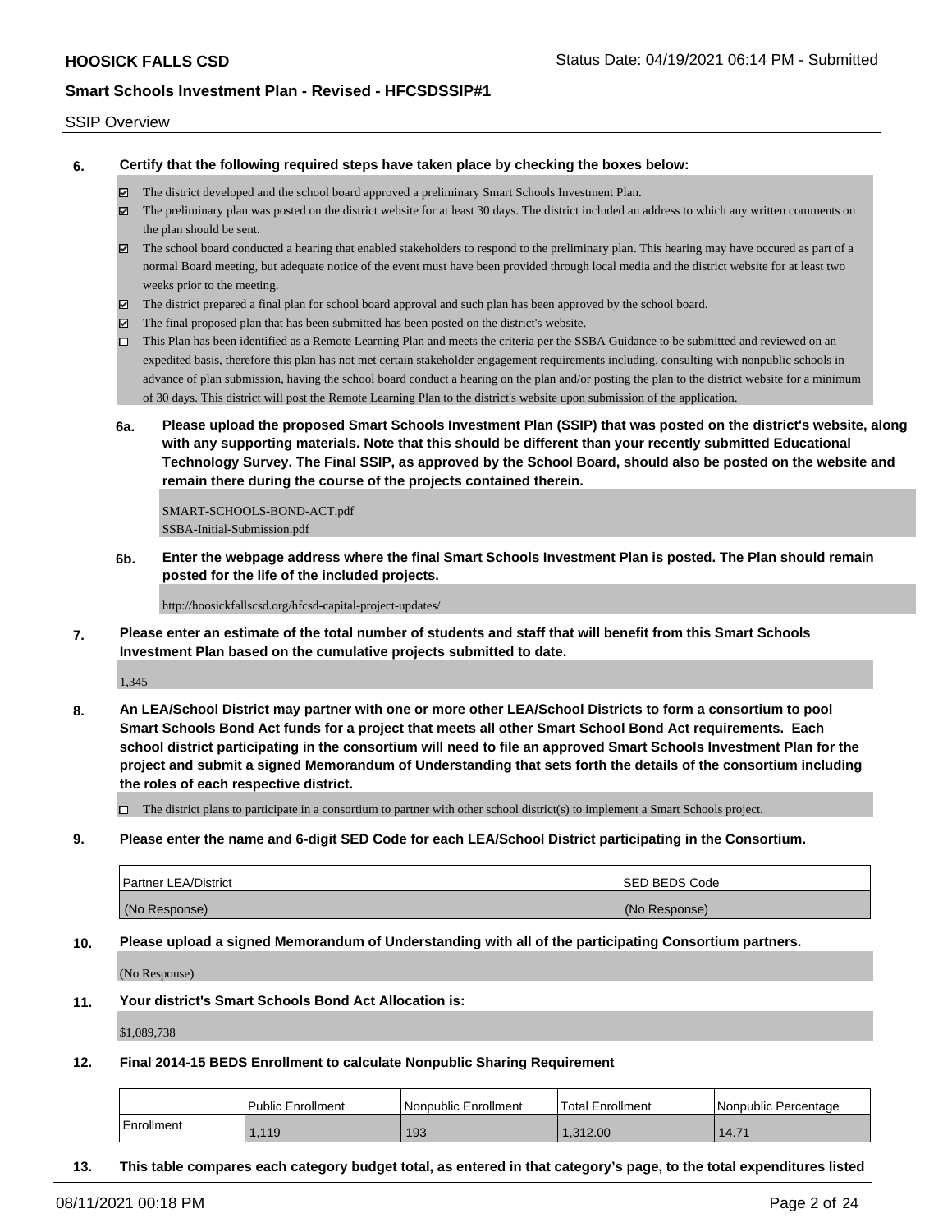SSIP Overview

**6. Certify that the following required steps have taken place by checking the boxes below:**

- ☑ The district developed and the school board approved a preliminary Smart Schools Investment Plan.
- ☑ The preliminary plan was posted on the district website for at least 30 days. The district included an address to which any written comments on the plan should be sent.
- ☑ The school board conducted a hearing that enabled stakeholders to respond to the preliminary plan. This hearing may have occured as part of a normal Board meeting, but adequate notice of the event must have been provided through local media and the district website for at least two weeks prior to the meeting.
- ☑ The district prepared a final plan for school board approval and such plan has been approved by the school board.
- ☑ The final proposed plan that has been submitted has been posted on the district's website.
- ☐ This Plan has been identified as a Remote Learning Plan and meets the criteria per the SSBA Guidance to be submitted and reviewed on an expedited basis, therefore this plan has not met certain stakeholder engagement requirements including, consulting with nonpublic schools in advance of plan submission, having the school board conduct a hearing on the plan and/or posting the plan to the district website for a minimum of 30 days. This district will post the Remote Learning Plan to the district's website upon submission of the application.

**6a. Please upload the proposed Smart Schools Investment Plan (SSIP) that was posted on the district's website, along with any supporting materials. Note that this should be different than your recently submitted Educational Technology Survey. The Final SSIP, as approved by the School Board, should also be posted on the website and remain there during the course of the projects contained therein.**

SMART-SCHOOLS-BOND-ACT.pdf
SSBA-Initial-Submission.pdf

**6b. Enter the webpage address where the final Smart Schools Investment Plan is posted. The Plan should remain posted for the life of the included projects.**

http://hoosickfallscsd.org/hfcsd-capital-project-updates/

**7. Please enter an estimate of the total number of students and staff that will benefit from this Smart Schools Investment Plan based on the cumulative projects submitted to date.**

1,345

**8. An LEA/School District may partner with one or more other LEA/School Districts to form a consortium to pool Smart Schools Bond Act funds for a project that meets all other Smart School Bond Act requirements. Each school district participating in the consortium will need to file an approved Smart Schools Investment Plan for the project and submit a signed Memorandum of Understanding that sets forth the details of the consortium including the roles of each respective district.**

- ☐ The district plans to participate in a consortium to partner with other school district(s) to implement a Smart Schools project.

**9. Please enter the name and 6-digit SED Code for each LEA/School District participating in the Consortium.**

| Partner LEA/District | SED BEDS Code |
|---|---|
| (No Response) | (No Response) |

**10. Please upload a signed Memorandum of Understanding with all of the participating Consortium partners.**

(No Response)

**11. Your district's Smart Schools Bond Act Allocation is:**

$1,089,738

**12. Final 2014-15 BEDS Enrollment to calculate Nonpublic Sharing Requirement**

| | Public Enrollment | Nonpublic Enrollment | Total Enrollment | Nonpublic Percentage |
|---|---|---|---|---|
| Enrollment | 1,119 | 193 | 1,312.00 | 14.71 |

**13. This table compares each category budget total, as entered in that category's page, to the total expenditures listed**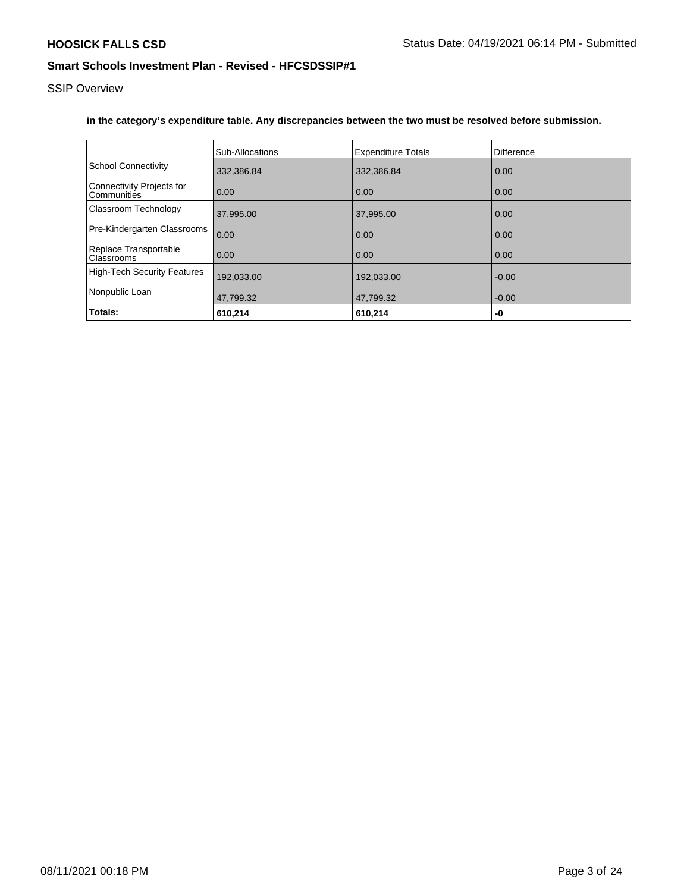**in the category's expenditure table. Any discrepancies between the two must be resolved before submission.**

| | Sub-Allocations | Expenditure Totals | Difference |
|---|---|---|---|
| School Connectivity | 332,386.84 | 332,386.84 | 0.00 |
| Connectivity Projects for Communities | 0.00 | 0.00 | 0.00 |
| Classroom Technology | 37,995.00 | 37,995.00 | 0.00 |
| Pre-Kindergarten Classrooms | 0.00 | 0.00 | 0.00 |
| Replace Transportable Classrooms | 0.00 | 0.00 | 0.00 |
| High-Tech Security Features | 192,033.00 | 192,033.00 | -0.00 |
| Nonpublic Loan | 47,799.32 | 47,799.32 | -0.00 |
| **Totals:** | **610,214** | **610,214** | **-0** |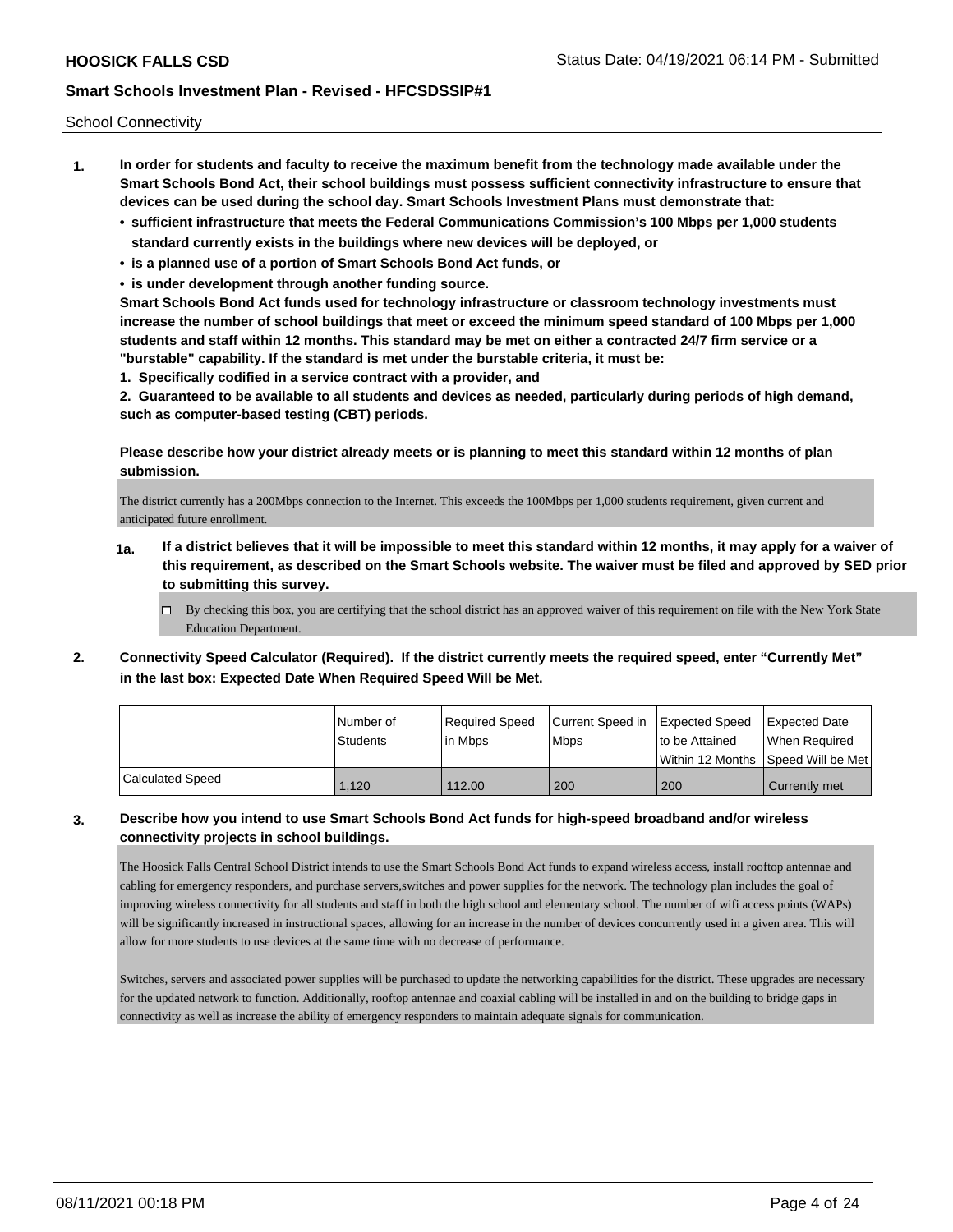School Connectivity

1. **In order for students and faculty to receive the maximum benefit from the technology made available under the Smart Schools Bond Act, their school buildings must possess sufficient connectivity infrastructure to ensure that devices can be used during the school day. Smart Schools Investment Plans must demonstrate that:**
   - **sufficient infrastructure that meets the Federal Communications Commission's 100 Mbps per 1,000 students standard currently exists in the buildings where new devices will be deployed, or**
   - **is a planned use of a portion of Smart Schools Bond Act funds, or**
   - **is under development through another funding source.**

   **Smart Schools Bond Act funds used for technology infrastructure or classroom technology investments must increase the number of school buildings that meet or exceed the minimum speed standard of 100 Mbps per 1,000 students and staff within 12 months. This standard may be met on either a contracted 24/7 firm service or a "burstable" capability. If the standard is met under the burstable criteria, it must be:**

   **1. Specifically codified in a service contract with a provider, and**

   **2. Guaranteed to be available to all students and devices as needed, particularly during periods of high demand, such as computer-based testing (CBT) periods.**

   **Please describe how your district already meets or is planning to meet this standard within 12 months of plan submission.**

   The district currently has a 200Mbps connection to the Internet. This exceeds the 100Mbps per 1,000 students requirement, given current and anticipated future enrollment.

   **1a. If a district believes that it will be impossible to meet this standard within 12 months, it may apply for a waiver of this requirement, as described on the Smart Schools website. The waiver must be filed and approved by SED prior to submitting this survey.**

   ☐ By checking this box, you are certifying that the school district has an approved waiver of this requirement on file with the New York State Education Department.

2. **Connectivity Speed Calculator (Required). If the district currently meets the required speed, enter "Currently Met" in the last box: Expected Date When Required Speed Will be Met.**

|  | Number of Students | Required Speed in Mbps | Current Speed in Mbps | Expected Speed to be Attained Within 12 Months | Expected Date When Required Speed Will be Met |
|---|---|---|---|---|---|
| Calculated Speed | 1,120 | 112.00 | 200 | 200 | Currently met |

3. **Describe how you intend to use Smart Schools Bond Act funds for high-speed broadband and/or wireless connectivity projects in school buildings.**

   The Hoosick Falls Central School District intends to use the Smart Schools Bond Act funds to expand wireless access, install rooftop antennae and cabling for emergency responders, and purchase servers,switches and power supplies for the network. The technology plan includes the goal of improving wireless connectivity for all students and staff in both the high school and elementary school. The number of wifi access points (WAPs) will be significantly increased in instructional spaces, allowing for an increase in the number of devices concurrently used in a given area. This will allow for more students to use devices at the same time with no decrease of performance.

   Switches, servers and associated power supplies will be purchased to update the networking capabilities for the district. These upgrades are necessary for the updated network to function. Additionally, rooftop antennae and coaxial cabling will be installed in and on the building to bridge gaps in connectivity as well as increase the ability of emergency responders to maintain adequate signals for communication.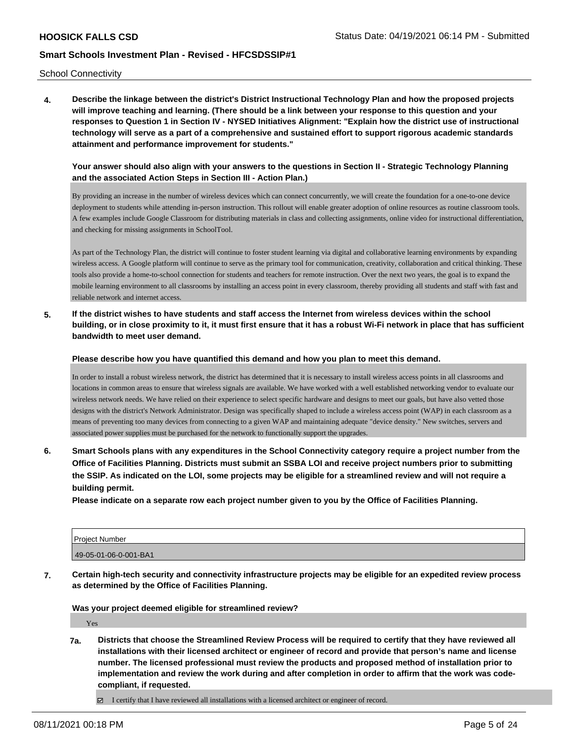School Connectivity

**4. Describe the linkage between the district's District Instructional Technology Plan and how the proposed projects will improve teaching and learning. (There should be a link between your response to this question and your responses to Question 1 in Section IV - NYSED Initiatives Alignment: "Explain how the district use of instructional technology will serve as a part of a comprehensive and sustained effort to support rigorous academic standards attainment and performance improvement for students."**

**Your answer should also align with your answers to the questions in Section II - Strategic Technology Planning and the associated Action Steps in Section III - Action Plan.)**

By providing an increase in the number of wireless devices which can connect concurrently, we will create the foundation for a one-to-one device deployment to students while attending in-person instruction. This rollout will enable greater adoption of online resources as routine classroom tools. A few examples include Google Classroom for distributing materials in class and collecting assignments, online video for instructional differentiation, and checking for missing assignments in SchoolTool.

As part of the Technology Plan, the district will continue to foster student learning via digital and collaborative learning environments by expanding wireless access. A Google platform will continue to serve as the primary tool for communication, creativity, collaboration and critical thinking. These tools also provide a home-to-school connection for students and teachers for remote instruction. Over the next two years, the goal is to expand the mobile learning environment to all classrooms by installing an access point in every classroom, thereby providing all students and staff with fast and reliable network and internet access.

**5. If the district wishes to have students and staff access the Internet from wireless devices within the school building, or in close proximity to it, it must first ensure that it has a robust Wi-Fi network in place that has sufficient bandwidth to meet user demand.**

**Please describe how you have quantified this demand and how you plan to meet this demand.**

In order to install a robust wireless network, the district has determined that it is necessary to install wireless access points in all classrooms and locations in common areas to ensure that wireless signals are available. We have worked with a well established networking vendor to evaluate our wireless network needs. We have relied on their experience to select specific hardware and designs to meet our goals, but have also vetted those designs with the district's Network Administrator. Design was specifically shaped to include a wireless access point (WAP) in each classroom as a means of preventing too many devices from connecting to a given WAP and maintaining adequate "device density." New switches, servers and associated power supplies must be purchased for the network to functionally support the upgrades.

**6. Smart Schools plans with any expenditures in the School Connectivity category require a project number from the Office of Facilities Planning. Districts must submit an SSBA LOI and receive project numbers prior to submitting the SSIP. As indicated on the LOI, some projects may be eligible for a streamlined review and will not require a building permit.**

**Please indicate on a separate row each project number given to you by the Office of Facilities Planning.**

| Project Number |
|---|
| 49-05-01-06-0-001-BA1 |

**7. Certain high-tech security and connectivity infrastructure projects may be eligible for an expedited review process as determined by the Office of Facilities Planning.**

**Was your project deemed eligible for streamlined review?**

Yes

**7a. Districts that choose the Streamlined Review Process will be required to certify that they have reviewed all installations with their licensed architect or engineer of record and provide that person's name and license number. The licensed professional must review the products and proposed method of installation prior to implementation and review the work during and after completion in order to affirm that the work was code-compliant, if requested.**

☑ I certify that I have reviewed all installations with a licensed architect or engineer of record.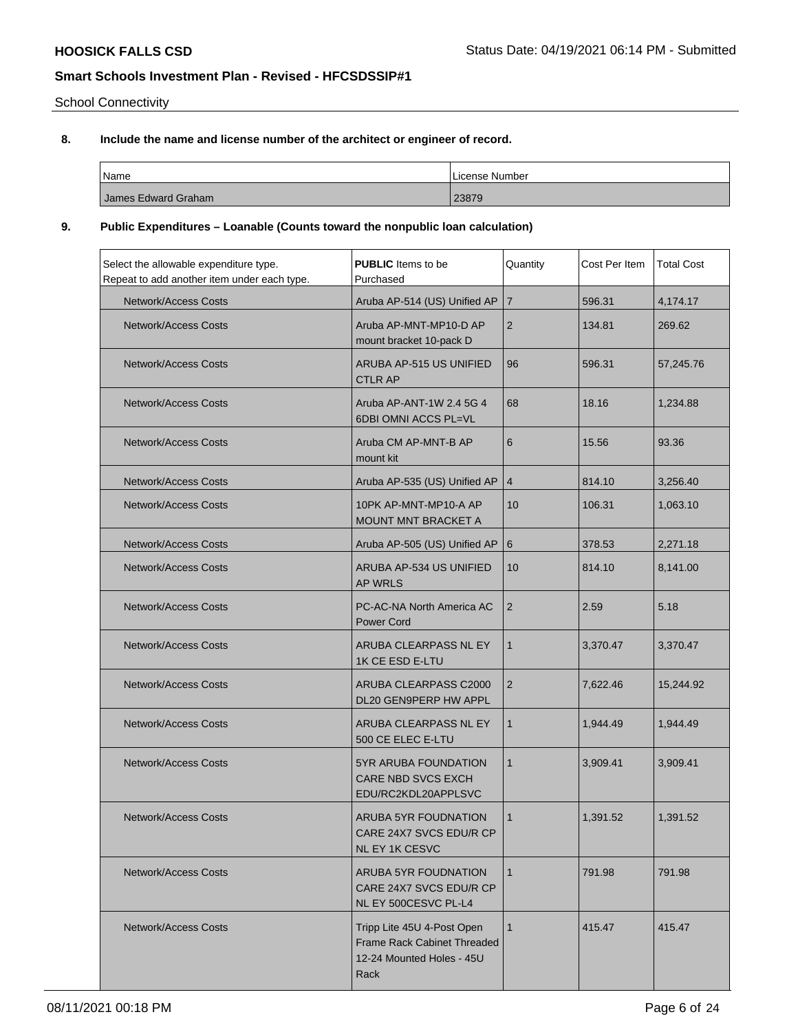School Connectivity

**8. Include the name and license number of the architect or engineer of record.**

| Name | License Number |
|---|---|
| James Edward Graham | 23879 |

**9. Public Expenditures – Loanable (Counts toward the nonpublic loan calculation)**

| Select the allowable expenditure type. Repeat to add another item under each type. | **PUBLIC** Items to be Purchased | Quantity | Cost Per Item | Total Cost |
|---|---|---|---|---|
| Network/Access Costs | Aruba AP-514 (US) Unified AP | 7 | 596.31 | 4,174.17 |
| Network/Access Costs | Aruba AP-MNT-MP10-D AP mount bracket 10-pack D | 2 | 134.81 | 269.62 |
| Network/Access Costs | ARUBA AP-515 US UNIFIED CTLR AP | 96 | 596.31 | 57,245.76 |
| Network/Access Costs | Aruba AP-ANT-1W 2.4 5G 4 6DBI OMNI ACCS PL=VL | 68 | 18.16 | 1,234.88 |
| Network/Access Costs | Aruba CM AP-MNT-B AP mount kit | 6 | 15.56 | 93.36 |
| Network/Access Costs | Aruba AP-535 (US) Unified AP | 4 | 814.10 | 3,256.40 |
| Network/Access Costs | 10PK AP-MNT-MP10-A AP MOUNT MNT BRACKET A | 10 | 106.31 | 1,063.10 |
| Network/Access Costs | Aruba AP-505 (US) Unified AP | 6 | 378.53 | 2,271.18 |
| Network/Access Costs | ARUBA AP-534 US UNIFIED AP WRLS | 10 | 814.10 | 8,141.00 |
| Network/Access Costs | PC-AC-NA North America AC Power Cord | 2 | 2.59 | 5.18 |
| Network/Access Costs | ARUBA CLEARPASS NL EY 1K CE ESD E-LTU | 1 | 3,370.47 | 3,370.47 |
| Network/Access Costs | ARUBA CLEARPASS C2000 DL20 GEN9PERP HW APPL | 2 | 7,622.46 | 15,244.92 |
| Network/Access Costs | ARUBA CLEARPASS NL EY 500 CE ELEC E-LTU | 1 | 1,944.49 | 1,944.49 |
| Network/Access Costs | 5YR ARUBA FOUNDATION CARE NBD SVCS EXCH EDU/RC2KDL20APPLSVC | 1 | 3,909.41 | 3,909.41 |
| Network/Access Costs | ARUBA 5YR FOUDNATION CARE 24X7 SVCS EDU/R CP NL EY 1K CESVC | 1 | 1,391.52 | 1,391.52 |
| Network/Access Costs | ARUBA 5YR FOUDNATION CARE 24X7 SVCS EDU/R CP NL EY 500CESVC PL-L4 | 1 | 791.98 | 791.98 |
| Network/Access Costs | Tripp Lite 45U 4-Post Open Frame Rack Cabinet Threaded 12-24 Mounted Holes - 45U Rack | 1 | 415.47 | 415.47 |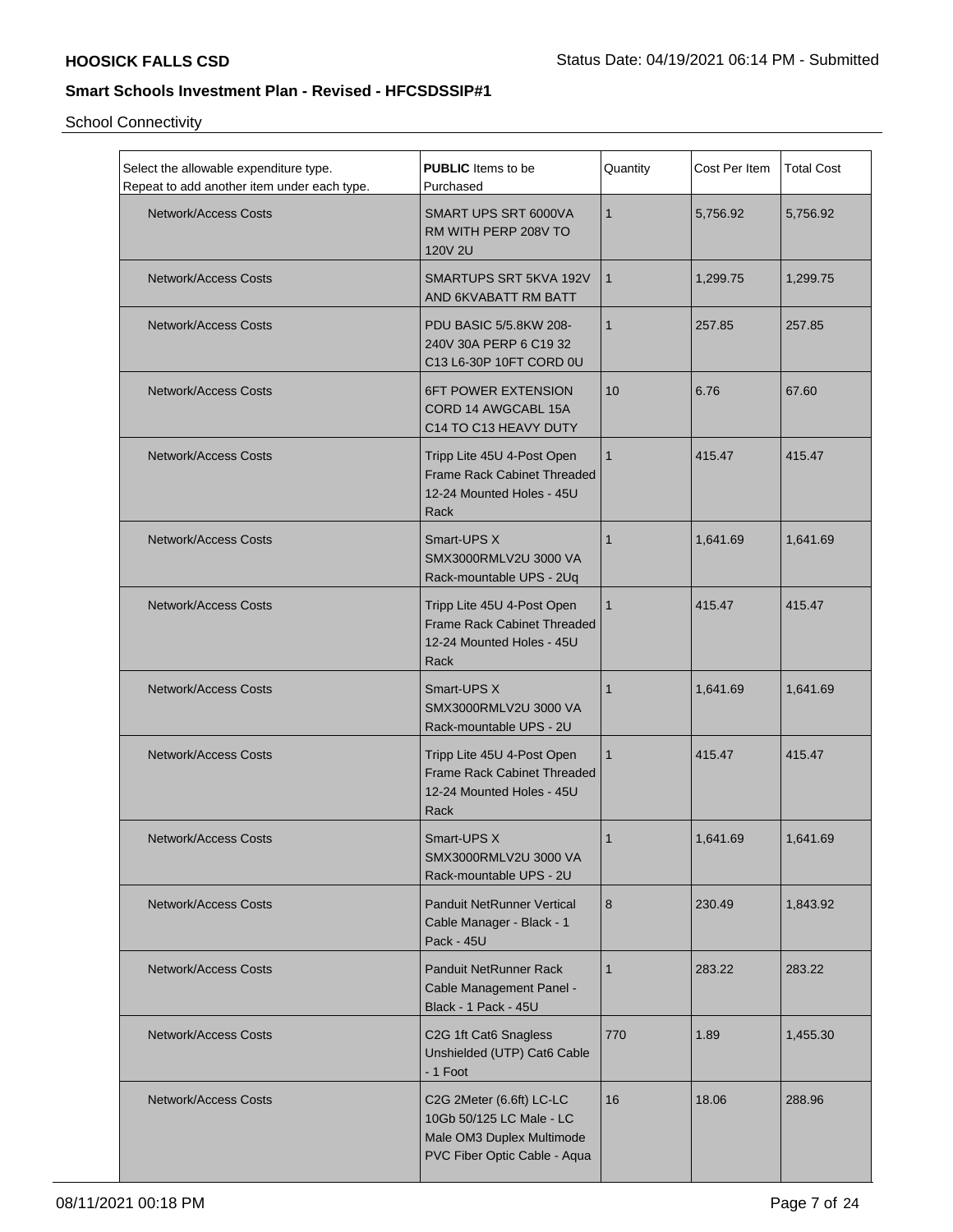## Smart Schools Investment Plan - Revised - HFCSDSSIP#1

School Connectivity

| Select the allowable expenditure type. Repeat to add another item under each type. | **PUBLIC** Items to be Purchased | Quantity | Cost Per Item | Total Cost |
|---|---|---|---|---|
| Network/Access Costs | SMART UPS SRT 6000VA RM WITH PERP 208V TO 120V 2U | 1 | 5,756.92 | 5,756.92 |
| Network/Access Costs | SMARTUPS SRT 5KVA 192V AND 6KVABATT RM BATT | 1 | 1,299.75 | 1,299.75 |
| Network/Access Costs | PDU BASIC 5/5.8KW 208-240V 30A PERP 6 C19 32 C13 L6-30P 10FT CORD 0U | 1 | 257.85 | 257.85 |
| Network/Access Costs | 6FT POWER EXTENSION CORD 14 AWGCABL 15A C14 TO C13 HEAVY DUTY | 10 | 6.76 | 67.60 |
| Network/Access Costs | Tripp Lite 45U 4-Post Open Frame Rack Cabinet Threaded 12-24 Mounted Holes - 45U Rack | 1 | 415.47 | 415.47 |
| Network/Access Costs | Smart-UPS X SMX3000RMLV2U 3000 VA Rack-mountable UPS - 2Uq | 1 | 1,641.69 | 1,641.69 |
| Network/Access Costs | Tripp Lite 45U 4-Post Open Frame Rack Cabinet Threaded 12-24 Mounted Holes - 45U Rack | 1 | 415.47 | 415.47 |
| Network/Access Costs | Smart-UPS X SMX3000RMLV2U 3000 VA Rack-mountable UPS - 2U | 1 | 1,641.69 | 1,641.69 |
| Network/Access Costs | Tripp Lite 45U 4-Post Open Frame Rack Cabinet Threaded 12-24 Mounted Holes - 45U Rack | 1 | 415.47 | 415.47 |
| Network/Access Costs | Smart-UPS X SMX3000RMLV2U 3000 VA Rack-mountable UPS - 2U | 1 | 1,641.69 | 1,641.69 |
| Network/Access Costs | Panduit NetRunner Vertical Cable Manager - Black - 1 Pack - 45U | 8 | 230.49 | 1,843.92 |
| Network/Access Costs | Panduit NetRunner Rack Cable Management Panel - Black - 1 Pack - 45U | 1 | 283.22 | 283.22 |
| Network/Access Costs | C2G 1ft Cat6 Snagless Unshielded (UTP) Cat6 Cable - 1 Foot | 770 | 1.89 | 1,455.30 |
| Network/Access Costs | C2G 2Meter (6.6ft) LC-LC 10Gb 50/125 LC Male - LC Male OM3 Duplex Multimode PVC Fiber Optic Cable - Aqua | 16 | 18.06 | 288.96 |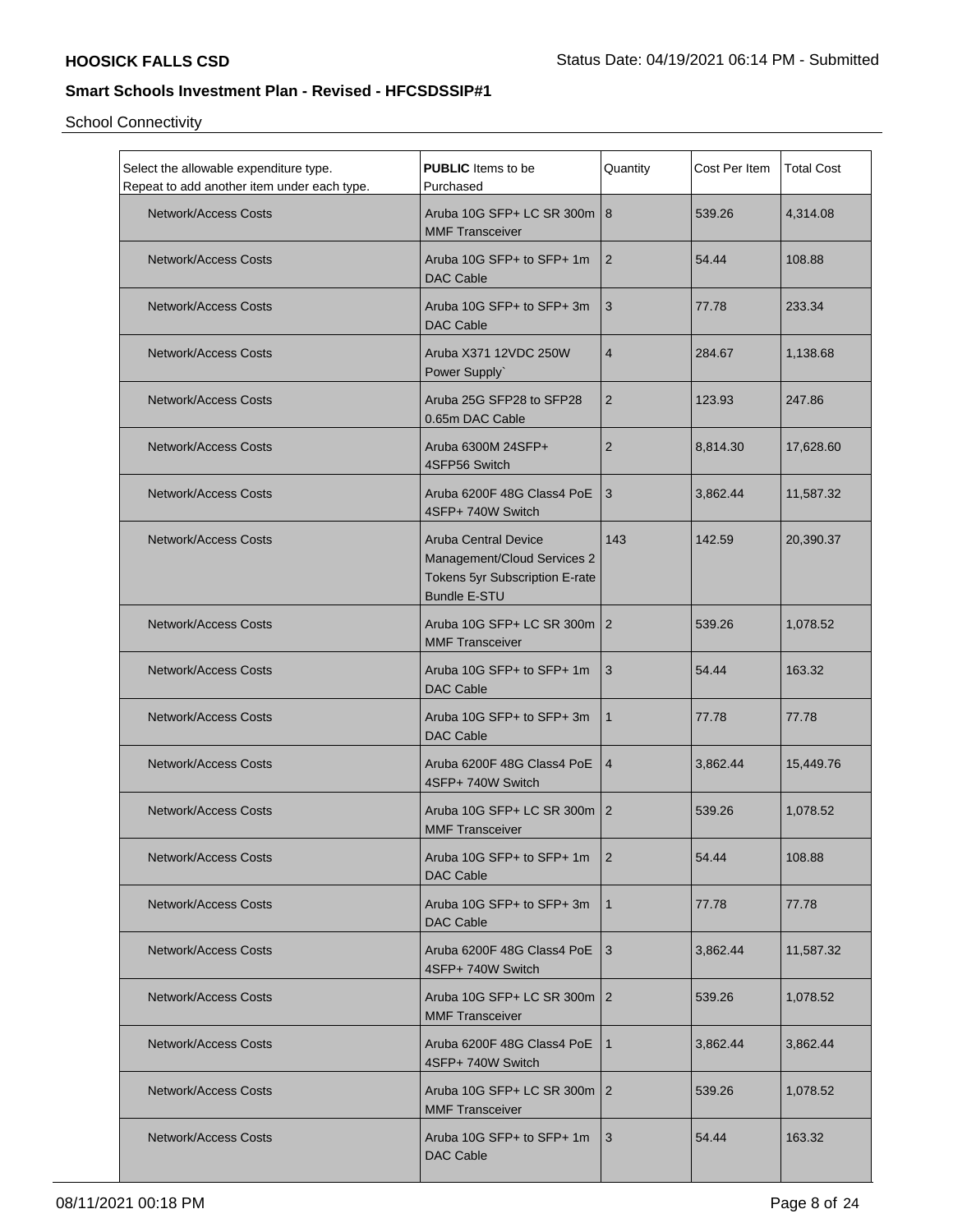HOOSICK FALLS CSD

Status Date: 04/19/2021 06:14 PM - Submitted

## Smart Schools Investment Plan - Revised - HFCSDSSIP#1

School Connectivity

| Select the allowable expenditure type. Repeat to add another item under each type. | **PUBLIC** Items to be Purchased | Quantity | Cost Per Item | Total Cost |
|---|---|---|---|---|
| Network/Access Costs | Aruba 10G SFP+ LC SR 300m MMF Transceiver | 8 | 539.26 | 4,314.08 |
| Network/Access Costs | Aruba 10G SFP+ to SFP+ 1m DAC Cable | 2 | 54.44 | 108.88 |
| Network/Access Costs | Aruba 10G SFP+ to SFP+ 3m DAC Cable | 3 | 77.78 | 233.34 |
| Network/Access Costs | Aruba X371 12VDC 250W Power Supply` | 4 | 284.67 | 1,138.68 |
| Network/Access Costs | Aruba 25G SFP28 to SFP28 0.65m DAC Cable | 2 | 123.93 | 247.86 |
| Network/Access Costs | Aruba 6300M 24SFP+ 4SFP56 Switch | 2 | 8,814.30 | 17,628.60 |
| Network/Access Costs | Aruba 6200F 48G Class4 PoE 4SFP+ 740W Switch | 3 | 3,862.44 | 11,587.32 |
| Network/Access Costs | Aruba Central Device Management/Cloud Services 2 Tokens 5yr Subscription E-rate Bundle E-STU | 143 | 142.59 | 20,390.37 |
| Network/Access Costs | Aruba 10G SFP+ LC SR 300m MMF Transceiver | 2 | 539.26 | 1,078.52 |
| Network/Access Costs | Aruba 10G SFP+ to SFP+ 1m DAC Cable | 3 | 54.44 | 163.32 |
| Network/Access Costs | Aruba 10G SFP+ to SFP+ 3m DAC Cable | 1 | 77.78 | 77.78 |
| Network/Access Costs | Aruba 6200F 48G Class4 PoE 4SFP+ 740W Switch | 4 | 3,862.44 | 15,449.76 |
| Network/Access Costs | Aruba 10G SFP+ LC SR 300m MMF Transceiver | 2 | 539.26 | 1,078.52 |
| Network/Access Costs | Aruba 10G SFP+ to SFP+ 1m DAC Cable | 2 | 54.44 | 108.88 |
| Network/Access Costs | Aruba 10G SFP+ to SFP+ 3m DAC Cable | 1 | 77.78 | 77.78 |
| Network/Access Costs | Aruba 6200F 48G Class4 PoE 4SFP+ 740W Switch | 3 | 3,862.44 | 11,587.32 |
| Network/Access Costs | Aruba 10G SFP+ LC SR 300m MMF Transceiver | 2 | 539.26 | 1,078.52 |
| Network/Access Costs | Aruba 6200F 48G Class4 PoE 4SFP+ 740W Switch | 1 | 3,862.44 | 3,862.44 |
| Network/Access Costs | Aruba 10G SFP+ LC SR 300m MMF Transceiver | 2 | 539.26 | 1,078.52 |
| Network/Access Costs | Aruba 10G SFP+ to SFP+ 1m DAC Cable | 3 | 54.44 | 163.32 |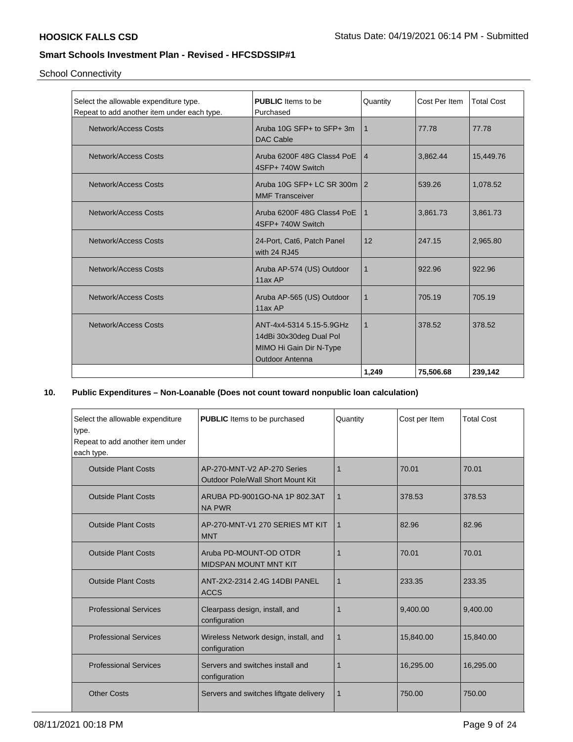School Connectivity

| Select the allowable expenditure type. Repeat to add another item under each type. | **PUBLIC** Items to be Purchased | Quantity | Cost Per Item | Total Cost |
|---|---|---|---|---|
| Network/Access Costs | Aruba 10G SFP+ to SFP+ 3m DAC Cable | 1 | 77.78 | 77.78 |
| Network/Access Costs | Aruba 6200F 48G Class4 PoE 4SFP+ 740W Switch | 4 | 3,862.44 | 15,449.76 |
| Network/Access Costs | Aruba 10G SFP+ LC SR 300m MMF Transceiver | 2 | 539.26 | 1,078.52 |
| Network/Access Costs | Aruba 6200F 48G Class4 PoE 4SFP+ 740W Switch | 1 | 3,861.73 | 3,861.73 |
| Network/Access Costs | 24-Port, Cat6, Patch Panel with 24 RJ45 | 12 | 247.15 | 2,965.80 |
| Network/Access Costs | Aruba AP-574 (US) Outdoor 11ax AP | 1 | 922.96 | 922.96 |
| Network/Access Costs | Aruba AP-565 (US) Outdoor 11ax AP | 1 | 705.19 | 705.19 |
| Network/Access Costs | ANT-4x4-5314 5.15-5.9GHz 14dBi 30x30deg Dual Pol MIMO Hi Gain Dir N-Type Outdoor Antenna | 1 | 378.52 | 378.52 |
| | | **1,249** | **75,506.68** | **239,142** |

**10. Public Expenditures – Non-Loanable (Does not count toward nonpublic loan calculation)**

| Select the allowable expenditure type. Repeat to add another item under each type. | **PUBLIC** Items to be purchased | Quantity | Cost per Item | Total Cost |
|---|---|---|---|---|
| Outside Plant Costs | AP-270-MNT-V2 AP-270 Series Outdoor Pole/Wall Short Mount Kit | 1 | 70.01 | 70.01 |
| Outside Plant Costs | ARUBA PD-9001GO-NA 1P 802.3AT NA PWR | 1 | 378.53 | 378.53 |
| Outside Plant Costs | AP-270-MNT-V1 270 SERIES MT KIT MNT | 1 | 82.96 | 82.96 |
| Outside Plant Costs | Aruba PD-MOUNT-OD OTDR MIDSPAN MOUNT MNT KIT | 1 | 70.01 | 70.01 |
| Outside Plant Costs | ANT-2X2-2314 2.4G 14DBI PANEL ACCS | 1 | 233.35 | 233.35 |
| Professional Services | Clearpass design, install, and configuration | 1 | 9,400.00 | 9,400.00 |
| Professional Services | Wireless Network design, install, and configuration | 1 | 15,840.00 | 15,840.00 |
| Professional Services | Servers and switches install and configuration | 1 | 16,295.00 | 16,295.00 |
| Other Costs | Servers and switches liftgate delivery | 1 | 750.00 | 750.00 |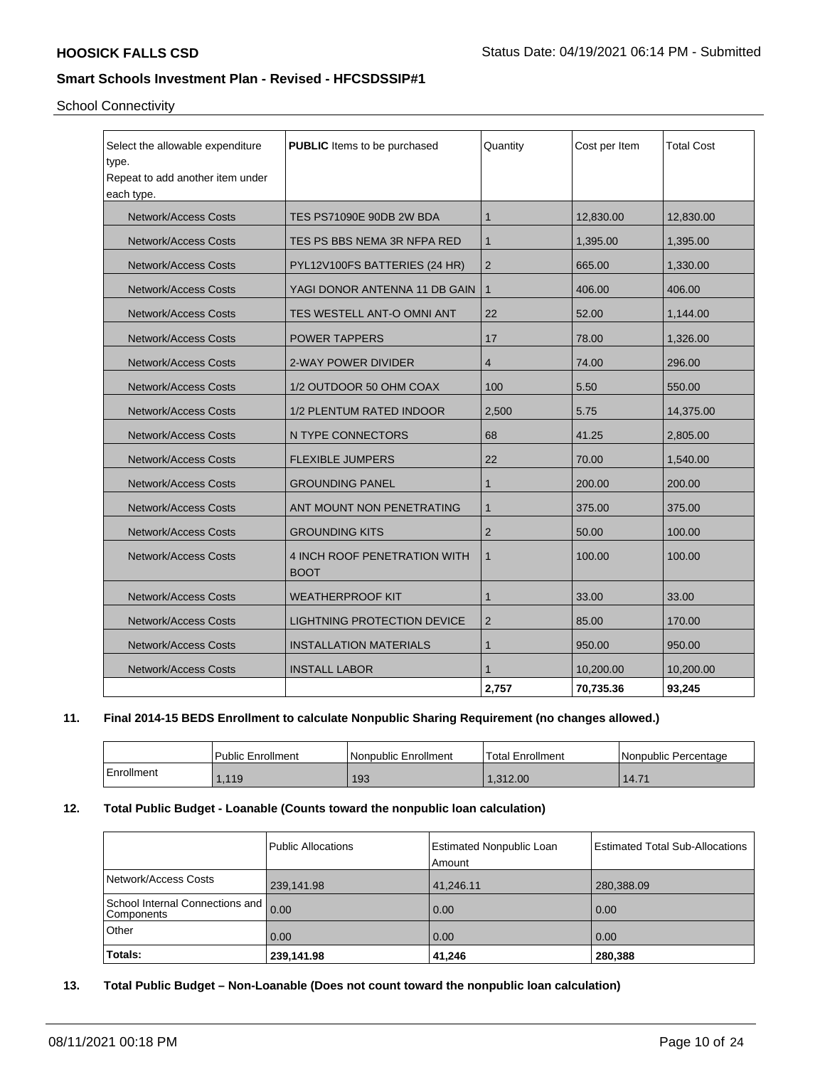School Connectivity

| Select the allowable expenditure type.<br>Repeat to add another item under each type. | **PUBLIC** Items to be purchased | Quantity | Cost per Item | Total Cost |
|---|---|---|---|---|
| Network/Access Costs | TES PS71090E 90DB 2W BDA | 1 | 12,830.00 | 12,830.00 |
| Network/Access Costs | TES PS BBS NEMA 3R NFPA RED | 1 | 1,395.00 | 1,395.00 |
| Network/Access Costs | PYL12V100FS BATTERIES (24 HR) | 2 | 665.00 | 1,330.00 |
| Network/Access Costs | YAGI DONOR ANTENNA 11 DB GAIN | 1 | 406.00 | 406.00 |
| Network/Access Costs | TES WESTELL ANT-O OMNI ANT | 22 | 52.00 | 1,144.00 |
| Network/Access Costs | POWER TAPPERS | 17 | 78.00 | 1,326.00 |
| Network/Access Costs | 2-WAY POWER DIVIDER | 4 | 74.00 | 296.00 |
| Network/Access Costs | 1/2 OUTDOOR 50 OHM COAX | 100 | 5.50 | 550.00 |
| Network/Access Costs | 1/2 PLENTUM RATED INDOOR | 2,500 | 5.75 | 14,375.00 |
| Network/Access Costs | N TYPE CONNECTORS | 68 | 41.25 | 2,805.00 |
| Network/Access Costs | FLEXIBLE JUMPERS | 22 | 70.00 | 1,540.00 |
| Network/Access Costs | GROUNDING PANEL | 1 | 200.00 | 200.00 |
| Network/Access Costs | ANT MOUNT NON PENETRATING | 1 | 375.00 | 375.00 |
| Network/Access Costs | GROUNDING KITS | 2 | 50.00 | 100.00 |
| Network/Access Costs | 4 INCH ROOF PENETRATION WITH BOOT | 1 | 100.00 | 100.00 |
| Network/Access Costs | WEATHERPROOF KIT | 1 | 33.00 | 33.00 |
| Network/Access Costs | LIGHTNING PROTECTION DEVICE | 2 | 85.00 | 170.00 |
| Network/Access Costs | INSTALLATION MATERIALS | 1 | 950.00 | 950.00 |
| Network/Access Costs | INSTALL LABOR | 1 | 10,200.00 | 10,200.00 |
| | | 2,757 | 70,735.36 | 93,245 |

**11. Final 2014-15 BEDS Enrollment to calculate Nonpublic Sharing Requirement (no changes allowed.)**

| | Public Enrollment | Nonpublic Enrollment | Total Enrollment | Nonpublic Percentage |
|---|---|---|---|---|
| Enrollment | 1,119 | 193 | 1,312.00 | 14.71 |

**12. Total Public Budget - Loanable (Counts toward the nonpublic loan calculation)**

| | Public Allocations | Estimated Nonpublic Loan Amount | Estimated Total Sub-Allocations |
|---|---|---|---|
| Network/Access Costs | 239,141.98 | 41,246.11 | 280,388.09 |
| School Internal Connections and Components | 0.00 | 0.00 | 0.00 |
| Other | 0.00 | 0.00 | 0.00 |
| **Totals:** | **239,141.98** | **41,246** | **280,388** |

**13. Total Public Budget – Non-Loanable (Does not count toward the nonpublic loan calculation)**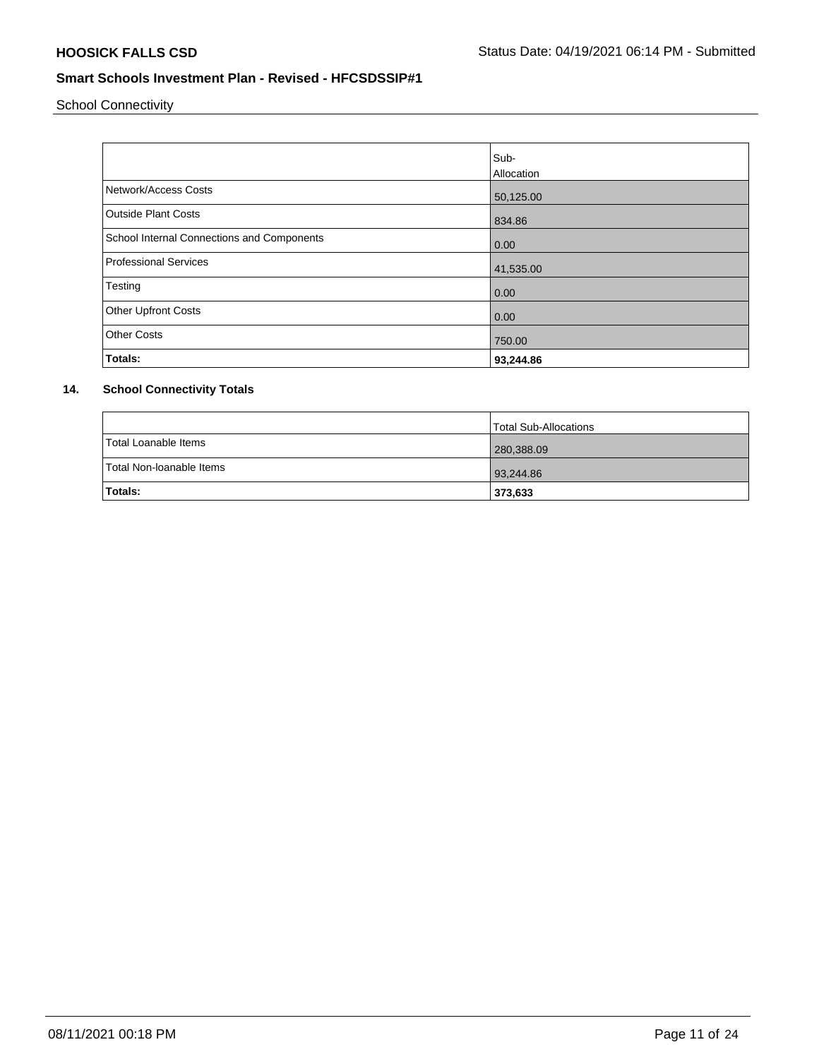School Connectivity

| | Sub-Allocation |
|---|---|
| Network/Access Costs | 50,125.00 |
| Outside Plant Costs | 834.86 |
| School Internal Connections and Components | 0.00 |
| Professional Services | 41,535.00 |
| Testing | 0.00 |
| Other Upfront Costs | 0.00 |
| Other Costs | 750.00 |
| **Totals:** | **93,244.86** |

**14. School Connectivity Totals**

| | Total Sub-Allocations |
|---|---|
| Total Loanable Items | 280,388.09 |
| Total Non-loanable Items | 93,244.86 |
| **Totals:** | **373,633** |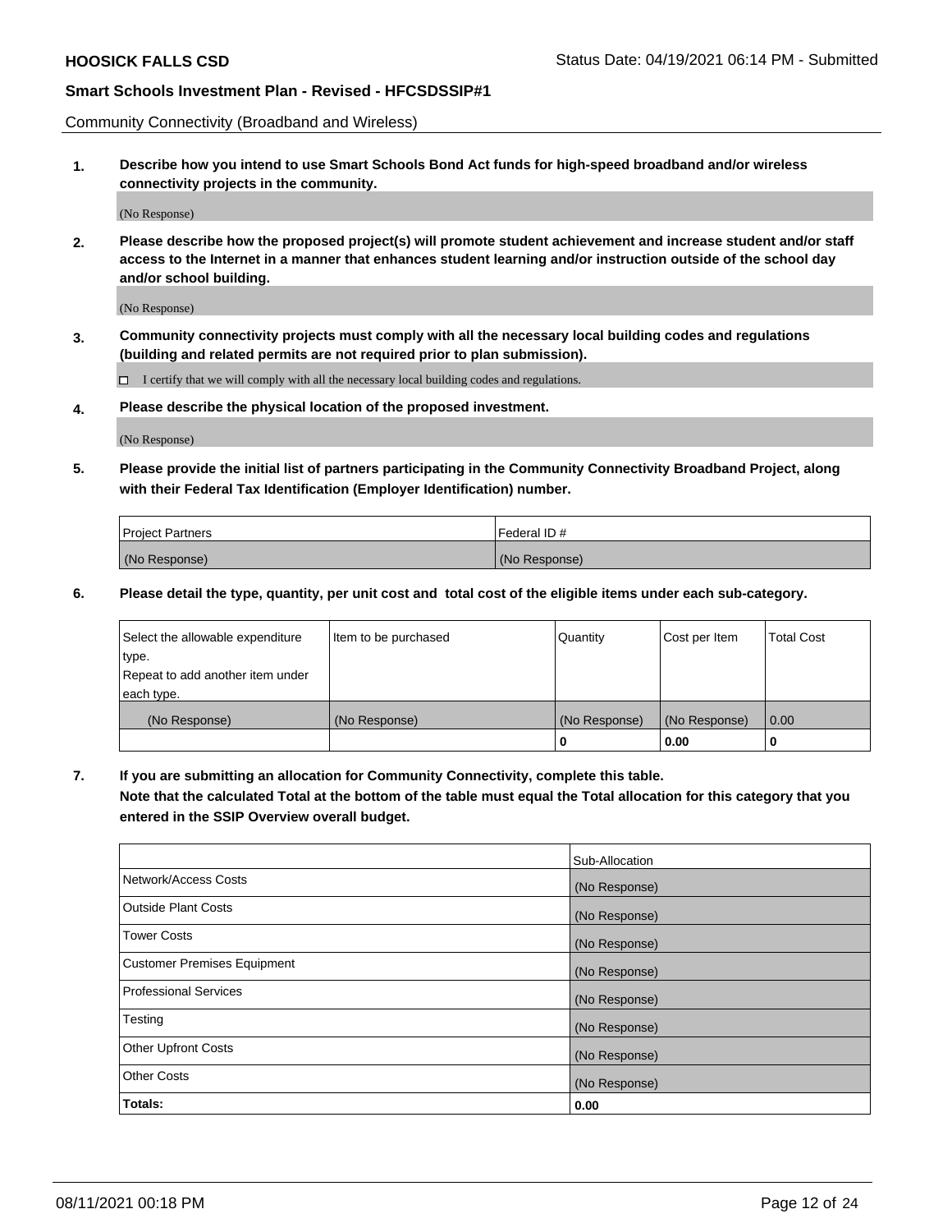Community Connectivity (Broadband and Wireless)

**1. Describe how you intend to use Smart Schools Bond Act funds for high-speed broadband and/or wireless connectivity projects in the community.**

(No Response)

**2. Please describe how the proposed project(s) will promote student achievement and increase student and/or staff access to the Internet in a manner that enhances student learning and/or instruction outside of the school day and/or school building.**

(No Response)

**3. Community connectivity projects must comply with all the necessary local building codes and regulations (building and related permits are not required prior to plan submission).**

☐ I certify that we will comply with all the necessary local building codes and regulations.

**4. Please describe the physical location of the proposed investment.**

(No Response)

**5. Please provide the initial list of partners participating in the Community Connectivity Broadband Project, along with their Federal Tax Identification (Employer Identification) number.**

| Project Partners | Federal ID # |
|---|---|
| (No Response) | (No Response) |

**6. Please detail the type, quantity, per unit cost and total cost of the eligible items under each sub-category.**

| Select the allowable expenditure type. Repeat to add another item under each type. | Item to be purchased | Quantity | Cost per Item | Total Cost |
|---|---|---|---|---|
| (No Response) | (No Response) | (No Response) | (No Response) | 0.00 |
| | | 0 | 0.00 | 0 |

**7. If you are submitting an allocation for Community Connectivity, complete this table. Note that the calculated Total at the bottom of the table must equal the Total allocation for this category that you entered in the SSIP Overview overall budget.**

| | Sub-Allocation |
|---|---|
| Network/Access Costs | (No Response) |
| Outside Plant Costs | (No Response) |
| Tower Costs | (No Response) |
| Customer Premises Equipment | (No Response) |
| Professional Services | (No Response) |
| Testing | (No Response) |
| Other Upfront Costs | (No Response) |
| Other Costs | (No Response) |
| **Totals:** | **0.00** |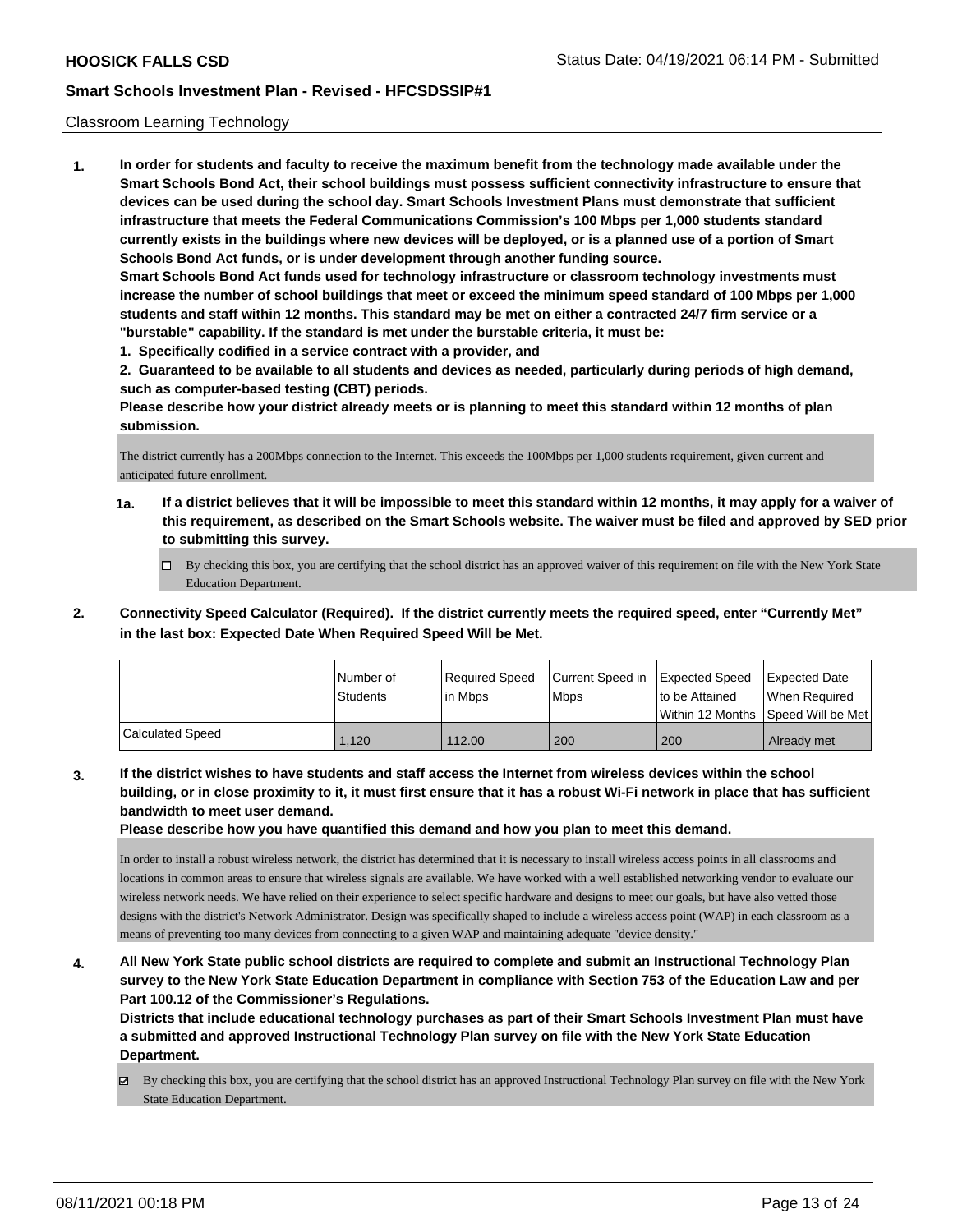Classroom Learning Technology

**1. In order for students and faculty to receive the maximum benefit from the technology made available under the Smart Schools Bond Act, their school buildings must possess sufficient connectivity infrastructure to ensure that devices can be used during the school day. Smart Schools Investment Plans must demonstrate that sufficient infrastructure that meets the Federal Communications Commission's 100 Mbps per 1,000 students standard currently exists in the buildings where new devices will be deployed, or is a planned use of a portion of Smart Schools Bond Act funds, or is under development through another funding source.**

**Smart Schools Bond Act funds used for technology infrastructure or classroom technology investments must increase the number of school buildings that meet or exceed the minimum speed standard of 100 Mbps per 1,000 students and staff within 12 months. This standard may be met on either a contracted 24/7 firm service or a "burstable" capability. If the standard is met under the burstable criteria, it must be:**

**1. Specifically codified in a service contract with a provider, and**

**2. Guaranteed to be available to all students and devices as needed, particularly during periods of high demand, such as computer-based testing (CBT) periods.**

**Please describe how your district already meets or is planning to meet this standard within 12 months of plan submission.**

The district currently has a 200Mbps connection to the Internet. This exceeds the 100Mbps per 1,000 students requirement, given current and anticipated future enrollment.

**1a. If a district believes that it will be impossible to meet this standard within 12 months, it may apply for a waiver of this requirement, as described on the Smart Schools website. The waiver must be filed and approved by SED prior to submitting this survey.**

☐ By checking this box, you are certifying that the school district has an approved waiver of this requirement on file with the New York State Education Department.

**2. Connectivity Speed Calculator (Required). If the district currently meets the required speed, enter "Currently Met" in the last box: Expected Date When Required Speed Will be Met.**

| | Number of Students | Required Speed in Mbps | Current Speed in Mbps | Expected Speed to be Attained Within 12 Months | Expected Date When Required Speed Will be Met |
|---|---|---|---|---|---|
| Calculated Speed | 1,120 | 112.00 | 200 | 200 | Already met |

**3. If the district wishes to have students and staff access the Internet from wireless devices within the school building, or in close proximity to it, it must first ensure that it has a robust Wi-Fi network in place that has sufficient bandwidth to meet user demand.**

**Please describe how you have quantified this demand and how you plan to meet this demand.**

In order to install a robust wireless network, the district has determined that it is necessary to install wireless access points in all classrooms and locations in common areas to ensure that wireless signals are available. We have worked with a well established networking vendor to evaluate our wireless network needs. We have relied on their experience to select specific hardware and designs to meet our goals, but have also vetted those designs with the district's Network Administrator. Design was specifically shaped to include a wireless access point (WAP) in each classroom as a means of preventing too many devices from connecting to a given WAP and maintaining adequate "device density."

**4. All New York State public school districts are required to complete and submit an Instructional Technology Plan survey to the New York State Education Department in compliance with Section 753 of the Education Law and per Part 100.12 of the Commissioner's Regulations.**

**Districts that include educational technology purchases as part of their Smart Schools Investment Plan must have a submitted and approved Instructional Technology Plan survey on file with the New York State Education Department.**

☑ By checking this box, you are certifying that the school district has an approved Instructional Technology Plan survey on file with the New York State Education Department.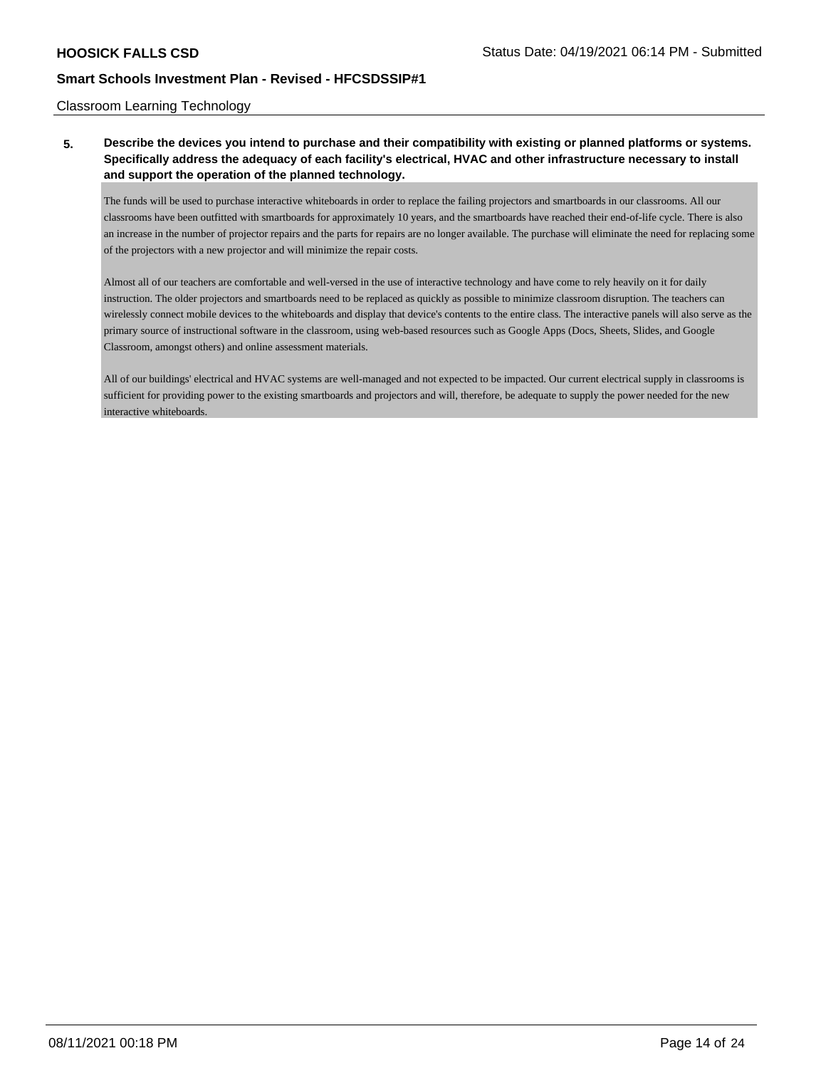Classroom Learning Technology

**5. Describe the devices you intend to purchase and their compatibility with existing or planned platforms or systems. Specifically address the adequacy of each facility's electrical, HVAC and other infrastructure necessary to install and support the operation of the planned technology.**

The funds will be used to purchase interactive whiteboards in order to replace the failing projectors and smartboards in our classrooms. All our classrooms have been outfitted with smartboards for approximately 10 years, and the smartboards have reached their end-of-life cycle. There is also an increase in the number of projector repairs and the parts for repairs are no longer available. The purchase will eliminate the need for replacing some of the projectors with a new projector and will minimize the repair costs.

Almost all of our teachers are comfortable and well-versed in the use of interactive technology and have come to rely heavily on it for daily instruction. The older projectors and smartboards need to be replaced as quickly as possible to minimize classroom disruption. The teachers can wirelessly connect mobile devices to the whiteboards and display that device's contents to the entire class. The interactive panels will also serve as the primary source of instructional software in the classroom, using web-based resources such as Google Apps (Docs, Sheets, Slides, and Google Classroom, amongst others) and online assessment materials.

All of our buildings' electrical and HVAC systems are well-managed and not expected to be impacted. Our current electrical supply in classrooms is sufficient for providing power to the existing smartboards and projectors and will, therefore, be adequate to supply the power needed for the new interactive whiteboards.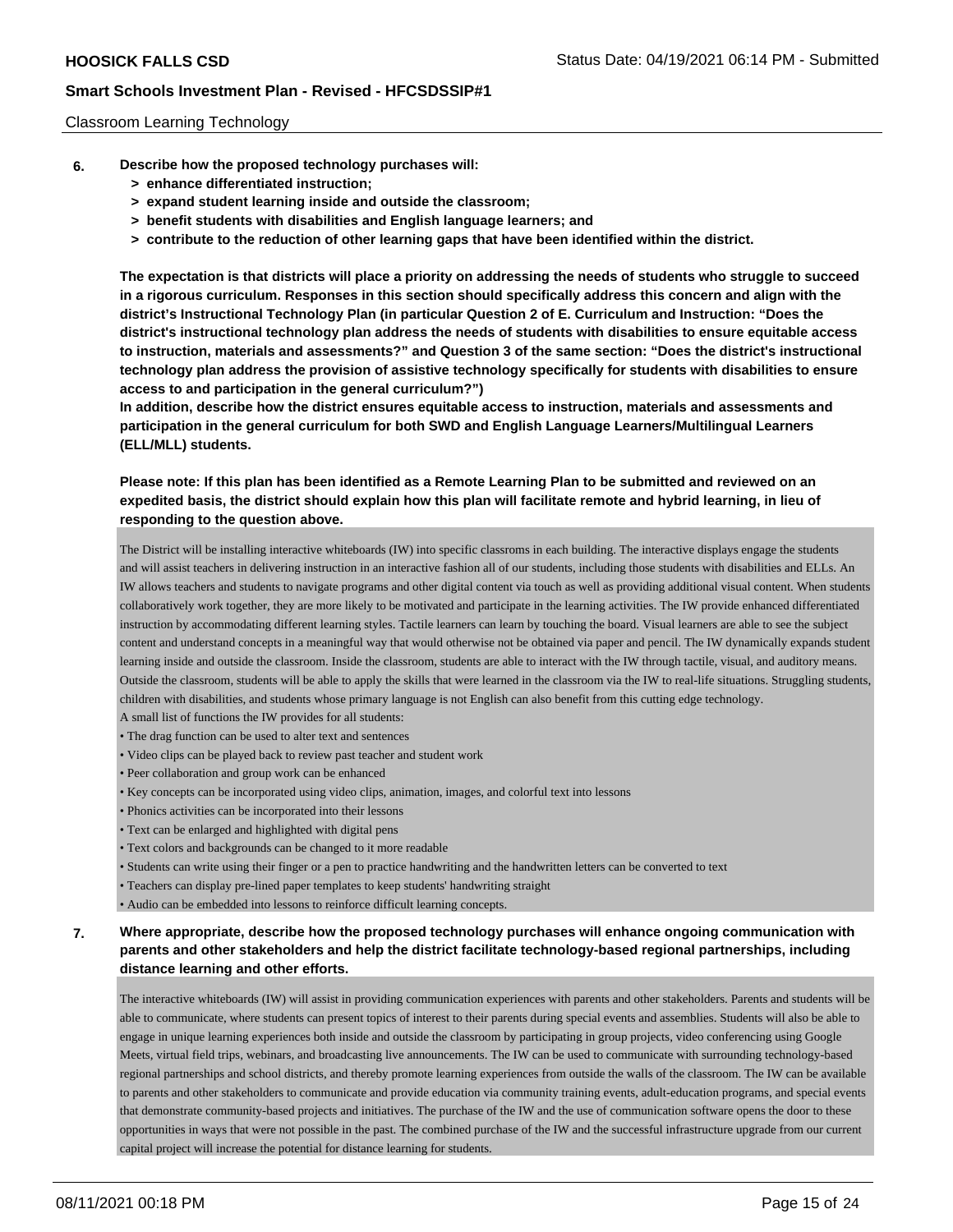Classroom Learning Technology

**6. Describe how the proposed technology purchases will:**
- **> enhance differentiated instruction;**
- **> expand student learning inside and outside the classroom;**
- **> benefit students with disabilities and English language learners; and**
- **> contribute to the reduction of other learning gaps that have been identified within the district.**

**The expectation is that districts will place a priority on addressing the needs of students who struggle to succeed in a rigorous curriculum. Responses in this section should specifically address this concern and align with the district's Instructional Technology Plan (in particular Question 2 of E. Curriculum and Instruction: "Does the district's instructional technology plan address the needs of students with disabilities to ensure equitable access to instruction, materials and assessments?" and Question 3 of the same section: "Does the district's instructional technology plan address the provision of assistive technology specifically for students with disabilities to ensure access to and participation in the general curriculum?")**

**In addition, describe how the district ensures equitable access to instruction, materials and assessments and participation in the general curriculum for both SWD and English Language Learners/Multilingual Learners (ELL/MLL) students.**

**Please note: If this plan has been identified as a Remote Learning Plan to be submitted and reviewed on an expedited basis, the district should explain how this plan will facilitate remote and hybrid learning, in lieu of responding to the question above.**

The District will be installing interactive whiteboards (IW) into specific classroms in each building. The interactive displays engage the students and will assist teachers in delivering instruction in an interactive fashion all of our students, including those students with disabilities and ELLs. An IW allows teachers and students to navigate programs and other digital content via touch as well as providing additional visual content. When students collaboratively work together, they are more likely to be motivated and participate in the learning activities. The IW provide enhanced differentiated instruction by accommodating different learning styles. Tactile learners can learn by touching the board. Visual learners are able to see the subject content and understand concepts in a meaningful way that would otherwise not be obtained via paper and pencil. The IW dynamically expands student learning inside and outside the classroom. Inside the classroom, students are able to interact with the IW through tactile, visual, and auditory means. Outside the classroom, students will be able to apply the skills that were learned in the classroom via the IW to real-life situations. Struggling students, children with disabilities, and students whose primary language is not English can also benefit from this cutting edge technology.

A small list of functions the IW provides for all students:

- The drag function can be used to alter text and sentences
- Video clips can be played back to review past teacher and student work
- Peer collaboration and group work can be enhanced
- Key concepts can be incorporated using video clips, animation, images, and colorful text into lessons
- Phonics activities can be incorporated into their lessons
- Text can be enlarged and highlighted with digital pens
- Text colors and backgrounds can be changed to it more readable
- Students can write using their finger or a pen to practice handwriting and the handwritten letters can be converted to text
- Teachers can display pre-lined paper templates to keep students' handwriting straight
- Audio can be embedded into lessons to reinforce difficult learning concepts.

**7. Where appropriate, describe how the proposed technology purchases will enhance ongoing communication with parents and other stakeholders and help the district facilitate technology-based regional partnerships, including distance learning and other efforts.**

The interactive whiteboards (IW) will assist in providing communication experiences with parents and other stakeholders. Parents and students will be able to communicate, where students can present topics of interest to their parents during special events and assemblies. Students will also be able to engage in unique learning experiences both inside and outside the classroom by participating in group projects, video conferencing using Google Meets, virtual field trips, webinars, and broadcasting live announcements. The IW can be used to communicate with surrounding technology-based regional partnerships and school districts, and thereby promote learning experiences from outside the walls of the classroom. The IW can be available to parents and other stakeholders to communicate and provide education via community training events, adult-education programs, and special events that demonstrate community-based projects and initiatives. The purchase of the IW and the use of communication software opens the door to these opportunities in ways that were not possible in the past. The combined purchase of the IW and the successful infrastructure upgrade from our current capital project will increase the potential for distance learning for students.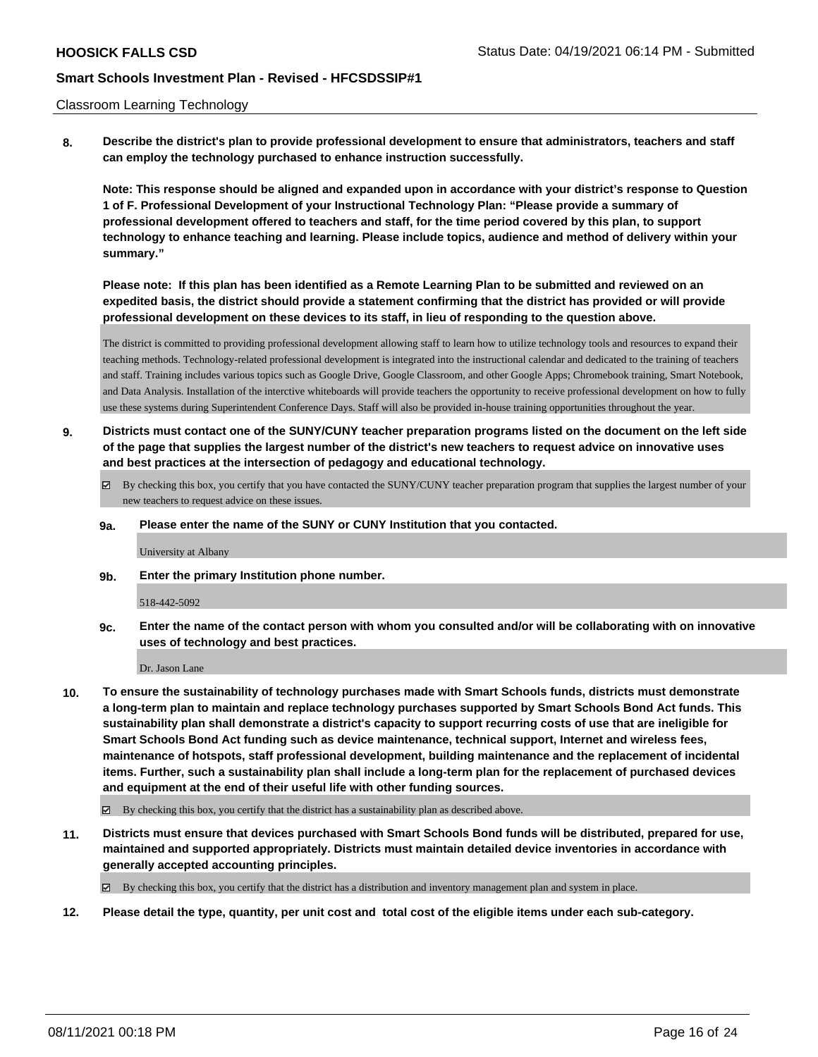Classroom Learning Technology

**8. Describe the district's plan to provide professional development to ensure that administrators, teachers and staff can employ the technology purchased to enhance instruction successfully.**

**Note: This response should be aligned and expanded upon in accordance with your district's response to Question 1 of F. Professional Development of your Instructional Technology Plan: "Please provide a summary of professional development offered to teachers and staff, for the time period covered by this plan, to support technology to enhance teaching and learning. Please include topics, audience and method of delivery within your summary."**

**Please note: If this plan has been identified as a Remote Learning Plan to be submitted and reviewed on an expedited basis, the district should provide a statement confirming that the district has provided or will provide professional development on these devices to its staff, in lieu of responding to the question above.**

The district is committed to providing professional development allowing staff to learn how to utilize technology tools and resources to expand their teaching methods. Technology-related professional development is integrated into the instructional calendar and dedicated to the training of teachers and staff. Training includes various topics such as Google Drive, Google Classroom, and other Google Apps; Chromebook training, Smart Notebook, and Data Analysis. Installation of the interctive whiteboards will provide teachers the opportunity to receive professional development on how to fully use these systems during Superintendent Conference Days. Staff will also be provided in-house training opportunities throughout the year.

**9. Districts must contact one of the SUNY/CUNY teacher preparation programs listed on the document on the left side of the page that supplies the largest number of the district's new teachers to request advice on innovative uses and best practices at the intersection of pedagogy and educational technology.**

☑ By checking this box, you certify that you have contacted the SUNY/CUNY teacher preparation program that supplies the largest number of your new teachers to request advice on these issues.

**9a. Please enter the name of the SUNY or CUNY Institution that you contacted.**

University at Albany

**9b. Enter the primary Institution phone number.**

518-442-5092

**9c. Enter the name of the contact person with whom you consulted and/or will be collaborating with on innovative uses of technology and best practices.**

Dr. Jason Lane

**10. To ensure the sustainability of technology purchases made with Smart Schools funds, districts must demonstrate a long-term plan to maintain and replace technology purchases supported by Smart Schools Bond Act funds. This sustainability plan shall demonstrate a district's capacity to support recurring costs of use that are ineligible for Smart Schools Bond Act funding such as device maintenance, technical support, Internet and wireless fees, maintenance of hotspots, staff professional development, building maintenance and the replacement of incidental items. Further, such a sustainability plan shall include a long-term plan for the replacement of purchased devices and equipment at the end of their useful life with other funding sources.**

☑ By checking this box, you certify that the district has a sustainability plan as described above.

**11. Districts must ensure that devices purchased with Smart Schools Bond funds will be distributed, prepared for use, maintained and supported appropriately. Districts must maintain detailed device inventories in accordance with generally accepted accounting principles.**

☑ By checking this box, you certify that the district has a distribution and inventory management plan and system in place.

**12. Please detail the type, quantity, per unit cost and total cost of the eligible items under each sub-category.**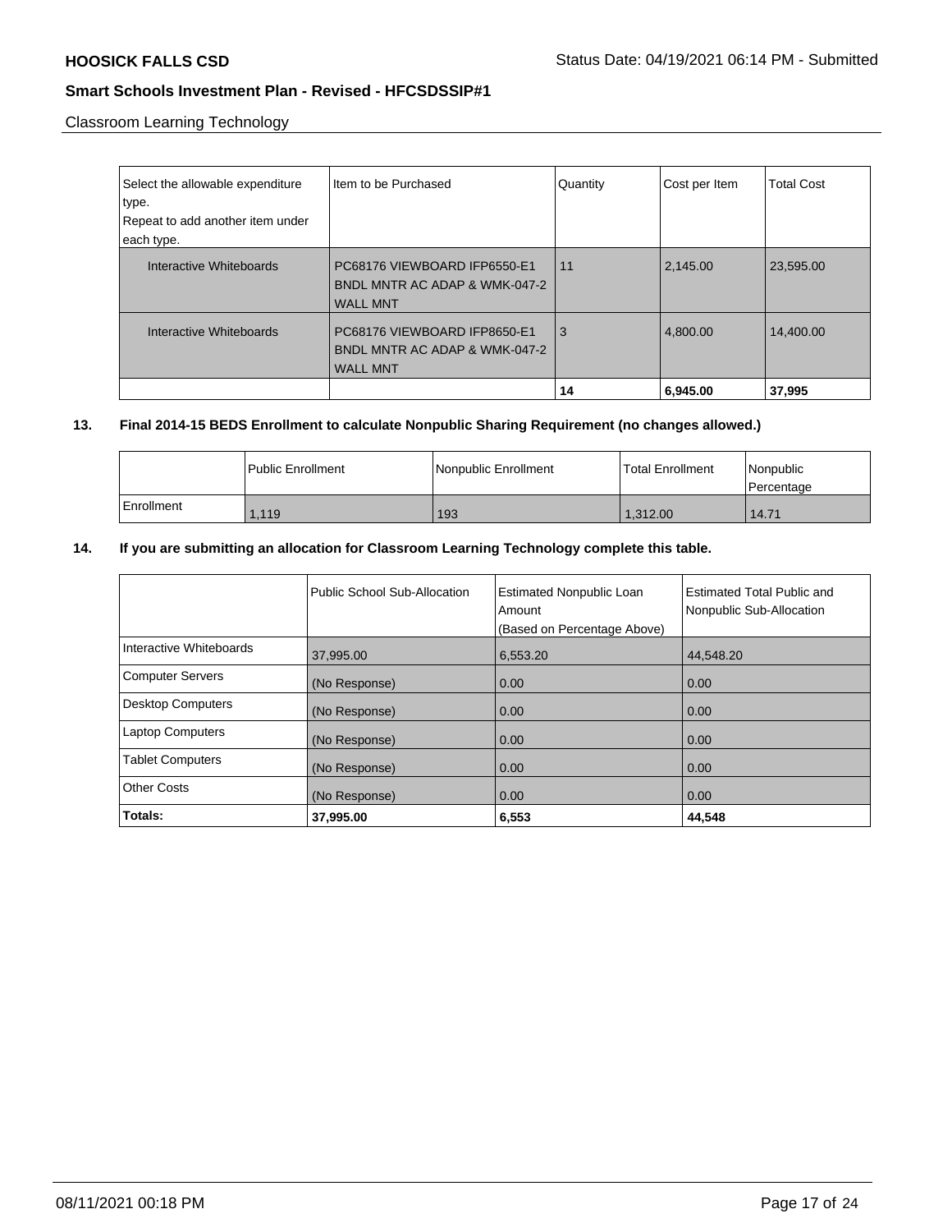Classroom Learning Technology

| Select the allowable expenditure type. Repeat to add another item under each type. | Item to be Purchased | Quantity | Cost per Item | Total Cost |
|---|---|---|---|---|
| Interactive Whiteboards | PC68176 VIEWBOARD IFP6550-E1 BNDL MNTR AC ADAP & WMK-047-2 WALL MNT | 11 | 2,145.00 | 23,595.00 |
| Interactive Whiteboards | PC68176 VIEWBOARD IFP8650-E1 BNDL MNTR AC ADAP & WMK-047-2 WALL MNT | 3 | 4,800.00 | 14,400.00 |
| | | **14** | **6,945.00** | **37,995** |

**13. Final 2014-15 BEDS Enrollment to calculate Nonpublic Sharing Requirement (no changes allowed.)**

| | Public Enrollment | Nonpublic Enrollment | Total Enrollment | Nonpublic Percentage |
|---|---|---|---|---|
| Enrollment | 1,119 | 193 | 1,312.00 | 14.71 |

**14. If you are submitting an allocation for Classroom Learning Technology complete this table.**

| | Public School Sub-Allocation | Estimated Nonpublic Loan Amount (Based on Percentage Above) | Estimated Total Public and Nonpublic Sub-Allocation |
|---|---|---|---|
| Interactive Whiteboards | 37,995.00 | 6,553.20 | 44,548.20 |
| Computer Servers | (No Response) | 0.00 | 0.00 |
| Desktop Computers | (No Response) | 0.00 | 0.00 |
| Laptop Computers | (No Response) | 0.00 | 0.00 |
| Tablet Computers | (No Response) | 0.00 | 0.00 |
| Other Costs | (No Response) | 0.00 | 0.00 |
| **Totals:** | **37,995.00** | **6,553** | **44,548** |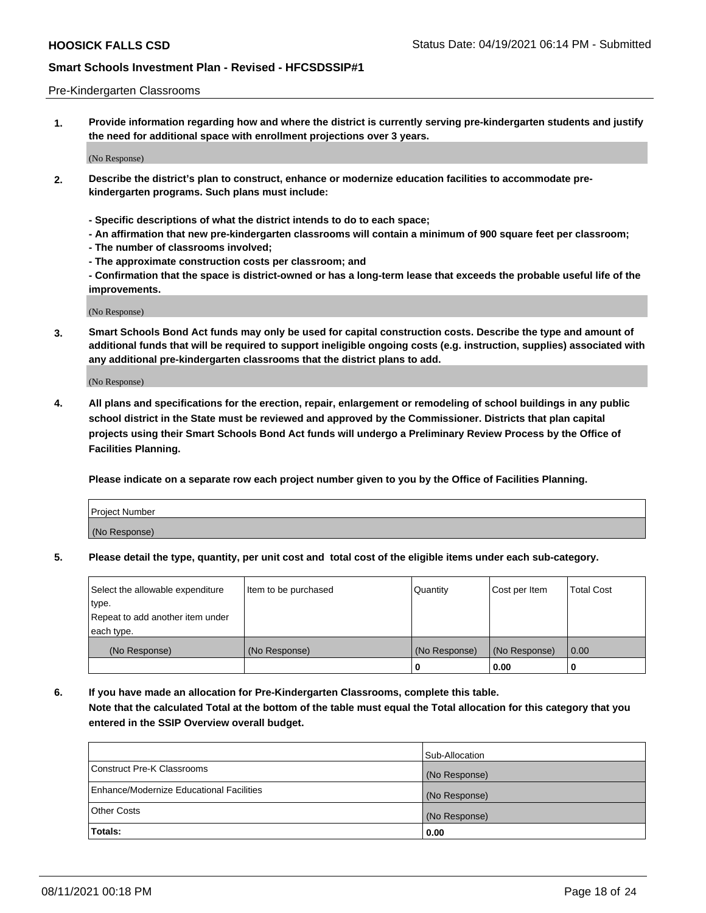Pre-Kindergarten Classrooms

**1. Provide information regarding how and where the district is currently serving pre-kindergarten students and justify the need for additional space with enrollment projections over 3 years.**

(No Response)

**2. Describe the district's plan to construct, enhance or modernize education facilities to accommodate pre-kindergarten programs. Such plans must include:**

**- Specific descriptions of what the district intends to do to each space;**
**- An affirmation that new pre-kindergarten classrooms will contain a minimum of 900 square feet per classroom;**
**- The number of classrooms involved;**
**- The approximate construction costs per classroom; and**
**- Confirmation that the space is district-owned or has a long-term lease that exceeds the probable useful life of the improvements.**

(No Response)

**3. Smart Schools Bond Act funds may only be used for capital construction costs. Describe the type and amount of additional funds that will be required to support ineligible ongoing costs (e.g. instruction, supplies) associated with any additional pre-kindergarten classrooms that the district plans to add.**

(No Response)

**4. All plans and specifications for the erection, repair, enlargement or remodeling of school buildings in any public school district in the State must be reviewed and approved by the Commissioner. Districts that plan capital projects using their Smart Schools Bond Act funds will undergo a Preliminary Review Process by the Office of Facilities Planning.**

**Please indicate on a separate row each project number given to you by the Office of Facilities Planning.**

| Project Number |
|---|
| (No Response) |

**5. Please detail the type, quantity, per unit cost and total cost of the eligible items under each sub-category.**

| Select the allowable expenditure type. Repeat to add another item under each type. | Item to be purchased | Quantity | Cost per Item | Total Cost |
|---|---|---|---|---|
| (No Response) | (No Response) | (No Response) | (No Response) | 0.00 |
| | | 0 | 0.00 | 0 |

**6. If you have made an allocation for Pre-Kindergarten Classrooms, complete this table. Note that the calculated Total at the bottom of the table must equal the Total allocation for this category that you entered in the SSIP Overview overall budget.**

| | Sub-Allocation |
|---|---|
| Construct Pre-K Classrooms | (No Response) |
| Enhance/Modernize Educational Facilities | (No Response) |
| Other Costs | (No Response) |
| **Totals:** | **0.00** |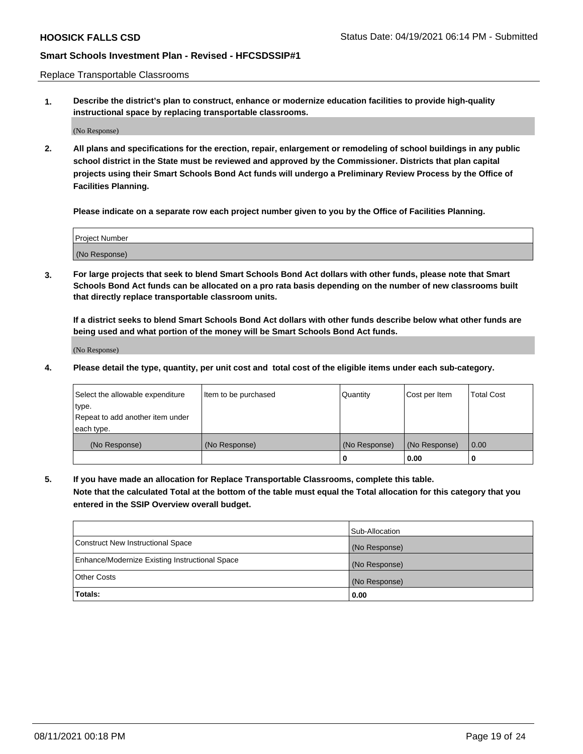Replace Transportable Classrooms

**1. Describe the district's plan to construct, enhance or modernize education facilities to provide high-quality instructional space by replacing transportable classrooms.**

(No Response)

**2. All plans and specifications for the erection, repair, enlargement or remodeling of school buildings in any public school district in the State must be reviewed and approved by the Commissioner. Districts that plan capital projects using their Smart Schools Bond Act funds will undergo a Preliminary Review Process by the Office of Facilities Planning.**

**Please indicate on a separate row each project number given to you by the Office of Facilities Planning.**

| Project Number |
|---|
| (No Response) |

**3. For large projects that seek to blend Smart Schools Bond Act dollars with other funds, please note that Smart Schools Bond Act funds can be allocated on a pro rata basis depending on the number of new classrooms built that directly replace transportable classroom units.**

**If a district seeks to blend Smart Schools Bond Act dollars with other funds describe below what other funds are being used and what portion of the money will be Smart Schools Bond Act funds.**

(No Response)

**4. Please detail the type, quantity, per unit cost and total cost of the eligible items under each sub-category.**

| Select the allowable expenditure type. Repeat to add another item under each type. | Item to be purchased | Quantity | Cost per Item | Total Cost |
|---|---|---|---|---|
| (No Response) | (No Response) | (No Response) | (No Response) | 0.00 |
| | | **0** | **0.00** | **0** |

**5. If you have made an allocation for Replace Transportable Classrooms, complete this table. Note that the calculated Total at the bottom of the table must equal the Total allocation for this category that you entered in the SSIP Overview overall budget.**

| | Sub-Allocation |
|---|---|
| Construct New Instructional Space | (No Response) |
| Enhance/Modernize Existing Instructional Space | (No Response) |
| Other Costs | (No Response) |
| **Totals:** | **0.00** |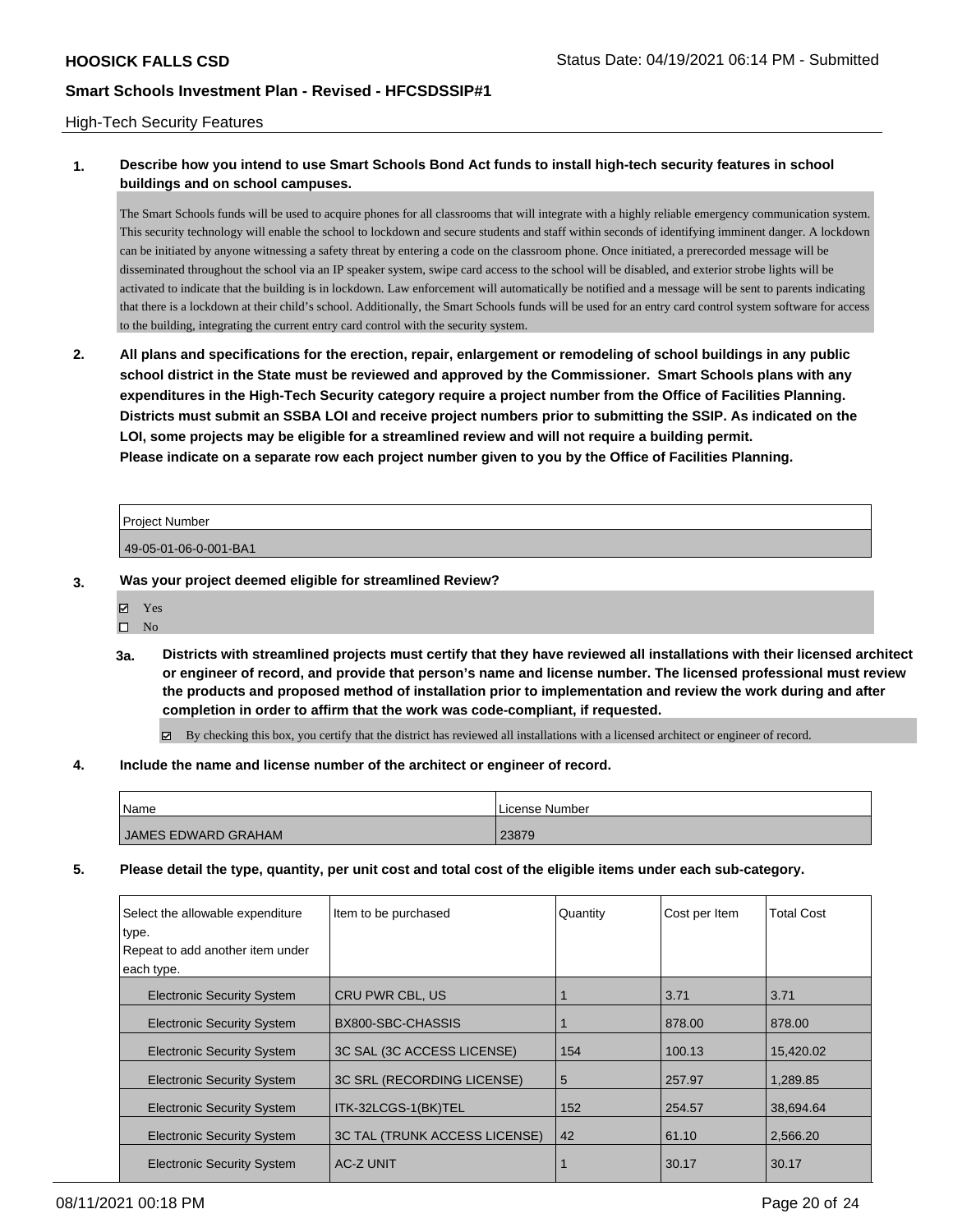High-Tech Security Features

**1. Describe how you intend to use Smart Schools Bond Act funds to install high-tech security features in school buildings and on school campuses.**

The Smart Schools funds will be used to acquire phones for all classrooms that will integrate with a highly reliable emergency communication system. This security technology will enable the school to lockdown and secure students and staff within seconds of identifying imminent danger. A lockdown can be initiated by anyone witnessing a safety threat by entering a code on the classroom phone. Once initiated, a prerecorded message will be disseminated throughout the school via an IP speaker system, swipe card access to the school will be disabled, and exterior strobe lights will be activated to indicate that the building is in lockdown. Law enforcement will automatically be notified and a message will be sent to parents indicating that there is a lockdown at their child's school. Additionally, the Smart Schools funds will be used for an entry card control system software for access to the building, integrating the current entry card control with the security system.

**2. All plans and specifications for the erection, repair, enlargement or remodeling of school buildings in any public school district in the State must be reviewed and approved by the Commissioner. Smart Schools plans with any expenditures in the High-Tech Security category require a project number from the Office of Facilities Planning. Districts must submit an SSBA LOI and receive project numbers prior to submitting the SSIP. As indicated on the LOI, some projects may be eligible for a streamlined review and will not require a building permit.**
**Please indicate on a separate row each project number given to you by the Office of Facilities Planning.**

| Project Number |
|---|
| 49-05-01-06-0-001-BA1 |

**3. Was your project deemed eligible for streamlined Review?**

- ☑ Yes
- ☐ No

**3a. Districts with streamlined projects must certify that they have reviewed all installations with their licensed architect or engineer of record, and provide that person's name and license number. The licensed professional must review the products and proposed method of installation prior to implementation and review the work during and after completion in order to affirm that the work was code-compliant, if requested.**

☑ By checking this box, you certify that the district has reviewed all installations with a licensed architect or engineer of record.

**4. Include the name and license number of the architect or engineer of record.**

| Name | License Number |
|---|---|
| JAMES EDWARD GRAHAM | 23879 |

**5. Please detail the type, quantity, per unit cost and total cost of the eligible items under each sub-category.**

| Select the allowable expenditure type. Repeat to add another item under each type. | Item to be purchased | Quantity | Cost per Item | Total Cost |
|---|---|---|---|---|
| Electronic Security System | CRU PWR CBL, US | 1 | 3.71 | 3.71 |
| Electronic Security System | BX800-SBC-CHASSIS | 1 | 878.00 | 878.00 |
| Electronic Security System | 3C SAL (3C ACCESS LICENSE) | 154 | 100.13 | 15,420.02 |
| Electronic Security System | 3C SRL (RECORDING LICENSE) | 5 | 257.97 | 1,289.85 |
| Electronic Security System | ITK-32LCGS-1(BK)TEL | 152 | 254.57 | 38,694.64 |
| Electronic Security System | 3C TAL (TRUNK ACCESS LICENSE) | 42 | 61.10 | 2,566.20 |
| Electronic Security System | AC-Z UNIT | 1 | 30.17 | 30.17 |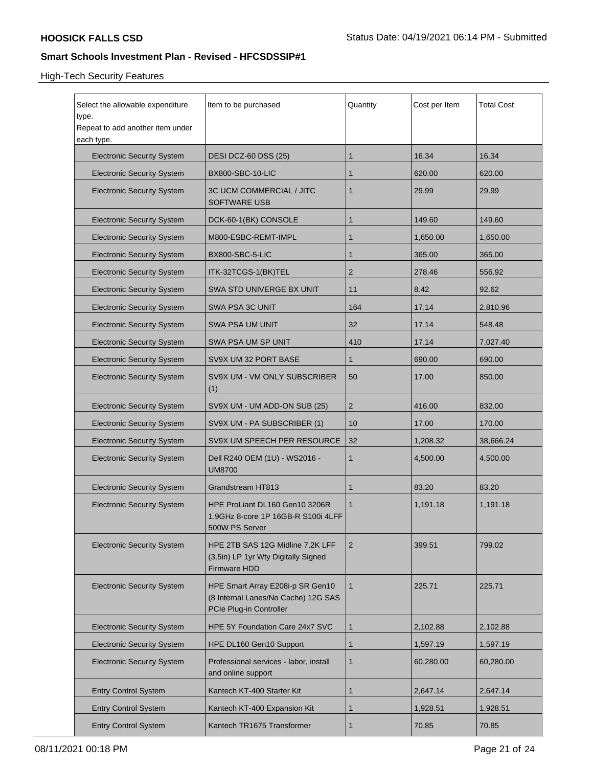High-Tech Security Features

| Select the allowable expenditure type. Repeat to add another item under each type. | Item to be purchased | Quantity | Cost per Item | Total Cost |
|---|---|---|---|---|
| Electronic Security System | DESI DCZ-60 DSS (25) | 1 | 16.34 | 16.34 |
| Electronic Security System | BX800-SBC-10-LIC | 1 | 620.00 | 620.00 |
| Electronic Security System | 3C UCM COMMERCIAL / JITC SOFTWARE USB | 1 | 29.99 | 29.99 |
| Electronic Security System | DCK-60-1(BK) CONSOLE | 1 | 149.60 | 149.60 |
| Electronic Security System | M800-ESBC-REMT-IMPL | 1 | 1,650.00 | 1,650.00 |
| Electronic Security System | BX800-SBC-5-LIC | 1 | 365.00 | 365.00 |
| Electronic Security System | ITK-32TCGS-1(BK)TEL | 2 | 278.46 | 556.92 |
| Electronic Security System | SWA STD UNIVERGE BX UNIT | 11 | 8.42 | 92.62 |
| Electronic Security System | SWA PSA 3C UNIT | 164 | 17.14 | 2,810.96 |
| Electronic Security System | SWA PSA UM UNIT | 32 | 17.14 | 548.48 |
| Electronic Security System | SWA PSA UM SP UNIT | 410 | 17.14 | 7,027.40 |
| Electronic Security System | SV9X UM 32 PORT BASE | 1 | 690.00 | 690.00 |
| Electronic Security System | SV9X UM - VM ONLY SUBSCRIBER (1) | 50 | 17.00 | 850.00 |
| Electronic Security System | SV9X UM - UM ADD-ON SUB (25) | 2 | 416.00 | 832.00 |
| Electronic Security System | SV9X UM - PA SUBSCRIBER (1) | 10 | 17.00 | 170.00 |
| Electronic Security System | SV9X UM SPEECH PER RESOURCE | 32 | 1,208.32 | 38,666.24 |
| Electronic Security System | Dell R240 OEM (1U) - WS2016 - UM8700 | 1 | 4,500.00 | 4,500.00 |
| Electronic Security System | Grandstream HT813 | 1 | 83.20 | 83.20 |
| Electronic Security System | HPE ProLiant DL160 Gen10 3206R 1.9GHz 8-core 1P 16GB-R S100i 4LFF 500W PS Server | 1 | 1,191.18 | 1,191.18 |
| Electronic Security System | HPE 2TB SAS 12G Midline 7.2K LFF (3.5in) LP 1yr Wty Digitally Signed Firmware HDD | 2 | 399.51 | 799.02 |
| Electronic Security System | HPE Smart Array E208i-p SR Gen10 (8 Internal Lanes/No Cache) 12G SAS PCIe Plug-in Controller | 1 | 225.71 | 225.71 |
| Electronic Security System | HPE 5Y Foundation Care 24x7 SVC | 1 | 2,102.88 | 2,102.88 |
| Electronic Security System | HPE DL160 Gen10 Support | 1 | 1,597.19 | 1,597.19 |
| Electronic Security System | Professional services - labor, install and online support | 1 | 60,280.00 | 60,280.00 |
| Entry Control System | Kantech KT-400 Starter Kit | 1 | 2,647.14 | 2,647.14 |
| Entry Control System | Kantech KT-400 Expansion Kit | 1 | 1,928.51 | 1,928.51 |
| Entry Control System | Kantech TR1675 Transformer | 1 | 70.85 | 70.85 |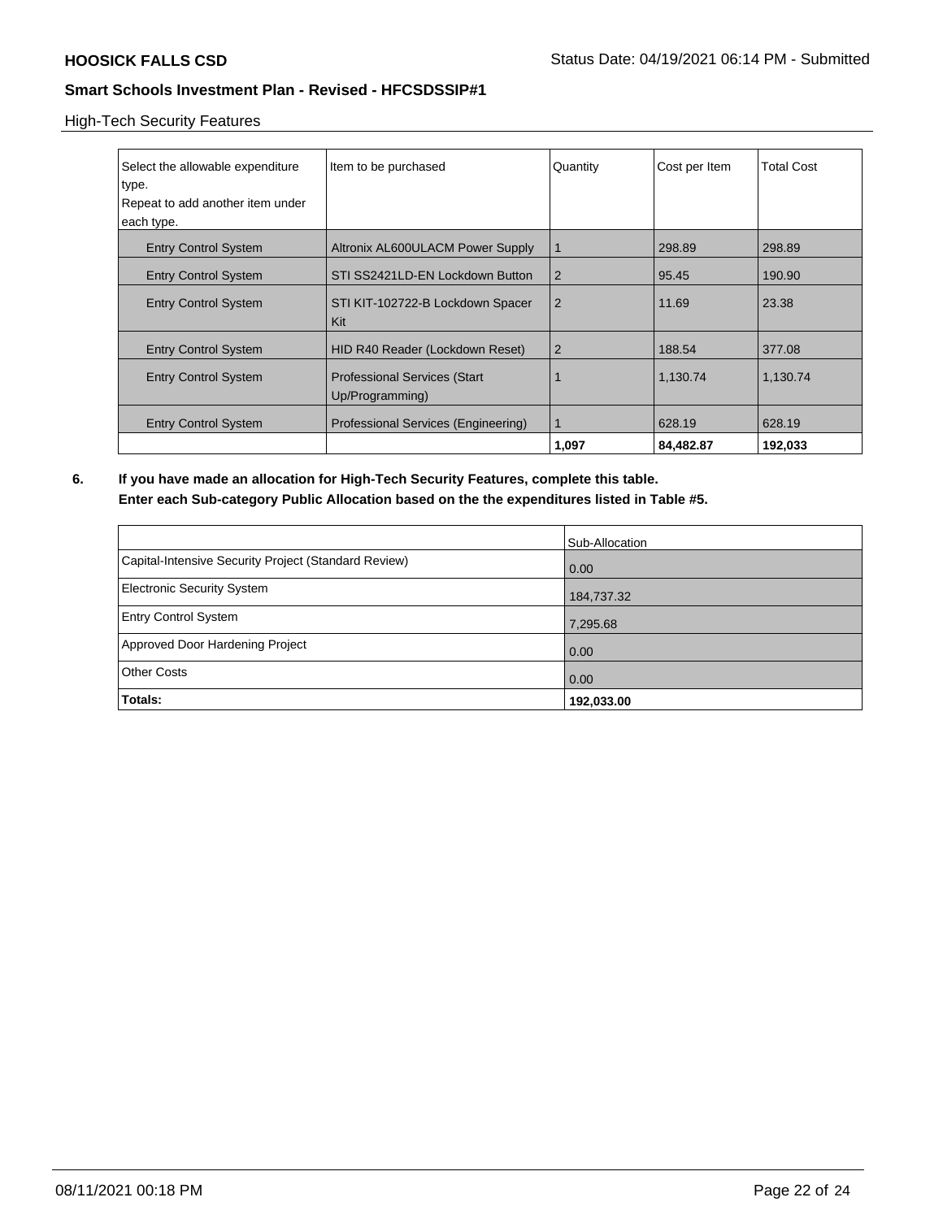High-Tech Security Features

| Select the allowable expenditure type. Repeat to add another item under each type. | Item to be purchased | Quantity | Cost per Item | Total Cost |
|---|---|---|---|---|
| Entry Control System | Altronix AL600ULACM Power Supply | 1 | 298.89 | 298.89 |
| Entry Control System | STI SS2421LD-EN Lockdown Button | 2 | 95.45 | 190.90 |
| Entry Control System | STI KIT-102722-B Lockdown Spacer Kit | 2 | 11.69 | 23.38 |
| Entry Control System | HID R40 Reader (Lockdown Reset) | 2 | 188.54 | 377.08 |
| Entry Control System | Professional Services (Start Up/Programming) | 1 | 1,130.74 | 1,130.74 |
| Entry Control System | Professional Services (Engineering) | 1 | 628.19 | 628.19 |
| | | **1,097** | **84,482.87** | **192,033** |

**6. If you have made an allocation for High-Tech Security Features, complete this table.**
**Enter each Sub-category Public Allocation based on the the expenditures listed in Table #5.**

| | Sub-Allocation |
|---|---|
| Capital-Intensive Security Project (Standard Review) | 0.00 |
| Electronic Security System | 184,737.32 |
| Entry Control System | 7,295.68 |
| Approved Door Hardening Project | 0.00 |
| Other Costs | 0.00 |
| **Totals:** | **192,033.00** |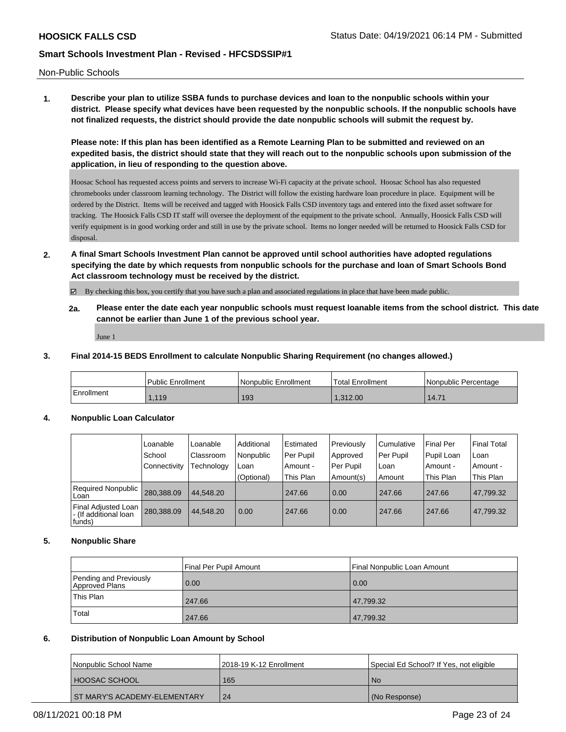Non-Public Schools

**1. Describe your plan to utilize SSBA funds to purchase devices and loan to the nonpublic schools within your district. Please specify what devices have been requested by the nonpublic schools. If the nonpublic schools have not finalized requests, the district should provide the date nonpublic schools will submit the request by.**

**Please note: If this plan has been identified as a Remote Learning Plan to be submitted and reviewed on an expedited basis, the district should state that they will reach out to the nonpublic schools upon submission of the application, in lieu of responding to the question above.**

Hoosac School has requested access points and servers to increase Wi-Fi capacity at the private school. Hoosac School has also requested chromebooks under classroom learning technology. The District will follow the existing hardware loan procedure in place. Equipment will be ordered by the District. Items will be received and tagged with Hoosick Falls CSD inventory tags and entered into the fixed asset software for tracking. The Hoosick Falls CSD IT staff will oversee the deployment of the equipment to the private school. Annually, Hoosick Falls CSD will verify equipment is in good working order and still in use by the private school. Items no longer needed will be returned to Hoosick Falls CSD for disposal.

**2. A final Smart Schools Investment Plan cannot be approved until school authorities have adopted regulations specifying the date by which requests from nonpublic schools for the purchase and loan of Smart Schools Bond Act classroom technology must be received by the district.**

☑ By checking this box, you certify that you have such a plan and associated regulations in place that have been made public.

**2a. Please enter the date each year nonpublic schools must request loanable items from the school district. This date cannot be earlier than June 1 of the previous school year.**

June 1

**3. Final 2014-15 BEDS Enrollment to calculate Nonpublic Sharing Requirement (no changes allowed.)**

| | Public Enrollment | Nonpublic Enrollment | Total Enrollment | Nonpublic Percentage |
|---|---|---|---|---|
| Enrollment | 1,119 | 193 | 1,312.00 | 14.71 |

**4. Nonpublic Loan Calculator**

| | Loanable School Connectivity | Loanable Classroom Technology | Additional Nonpublic Loan (Optional) | Estimated Per Pupil Amount - This Plan | Previously Approved Per Pupil Amount(s) | Cumulative Per Pupil Loan Amount | Final Per Pupil Loan Amount - This Plan | Final Total Loan Amount - This Plan |
|---|---|---|---|---|---|---|---|---|
| Required Nonpublic Loan | 280,388.09 | 44,548.20 | | 247.66 | 0.00 | 247.66 | 247.66 | 47,799.32 |
| Final Adjusted Loan - (If additional loan funds) | 280,388.09 | 44,548.20 | 0.00 | 247.66 | 0.00 | 247.66 | 247.66 | 47,799.32 |

**5. Nonpublic Share**

| | Final Per Pupil Amount | Final Nonpublic Loan Amount |
|---|---|---|
| Pending and Previously Approved Plans | 0.00 | 0.00 |
| This Plan | 247.66 | 47,799.32 |
| Total | 247.66 | 47,799.32 |

**6. Distribution of Nonpublic Loan Amount by School**

| Nonpublic School Name | 2018-19 K-12 Enrollment | Special Ed School? If Yes, not eligible |
|---|---|---|
| HOOSAC SCHOOL | 165 | No |
| ST MARY'S ACADEMY-ELEMENTARY | 24 | (No Response) |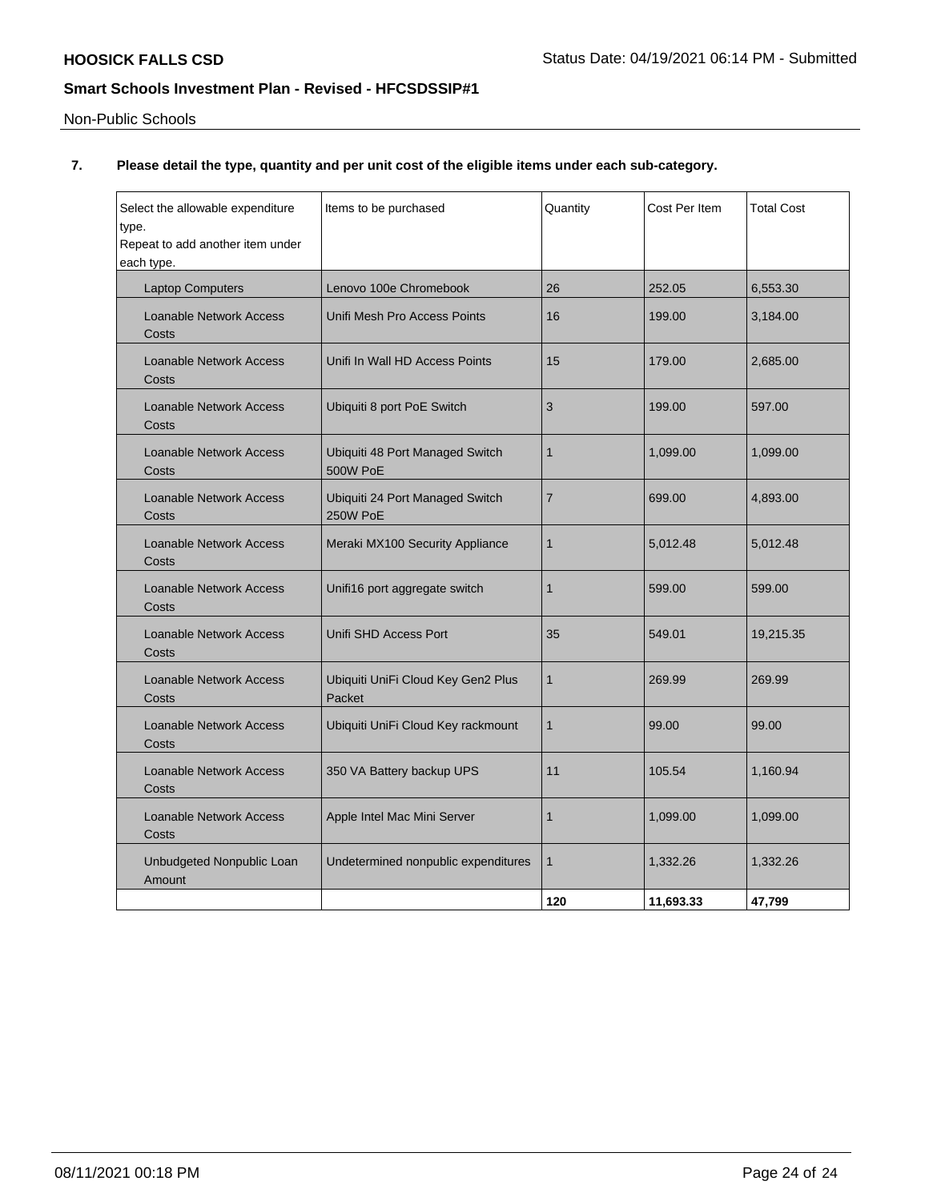Non-Public Schools

**7. Please detail the type, quantity and per unit cost of the eligible items under each sub-category.**

| Select the allowable expenditure type. Repeat to add another item under each type. | Items to be purchased | Quantity | Cost Per Item | Total Cost |
|---|---|---|---|---|
| Laptop Computers | Lenovo 100e Chromebook | 26 | 252.05 | 6,553.30 |
| Loanable Network Access Costs | Unifi Mesh Pro Access Points | 16 | 199.00 | 3,184.00 |
| Loanable Network Access Costs | Unifi In Wall HD Access Points | 15 | 179.00 | 2,685.00 |
| Loanable Network Access Costs | Ubiquiti 8 port PoE Switch | 3 | 199.00 | 597.00 |
| Loanable Network Access Costs | Ubiquiti 48 Port Managed Switch 500W PoE | 1 | 1,099.00 | 1,099.00 |
| Loanable Network Access Costs | Ubiquiti 24 Port Managed Switch 250W PoE | 7 | 699.00 | 4,893.00 |
| Loanable Network Access Costs | Meraki MX100 Security Appliance | 1 | 5,012.48 | 5,012.48 |
| Loanable Network Access Costs | Unifi16 port aggregate switch | 1 | 599.00 | 599.00 |
| Loanable Network Access Costs | Unifi SHD Access Port | 35 | 549.01 | 19,215.35 |
| Loanable Network Access Costs | Ubiquiti UniFi Cloud Key Gen2 Plus Packet | 1 | 269.99 | 269.99 |
| Loanable Network Access Costs | Ubiquiti UniFi Cloud Key rackmount | 1 | 99.00 | 99.00 |
| Loanable Network Access Costs | 350 VA Battery backup UPS | 11 | 105.54 | 1,160.94 |
| Loanable Network Access Costs | Apple Intel Mac Mini Server | 1 | 1,099.00 | 1,099.00 |
| Unbudgeted Nonpublic Loan Amount | Undetermined nonpublic expenditures | 1 | 1,332.26 | 1,332.26 |
| | | **120** | **11,693.33** | **47,799** |